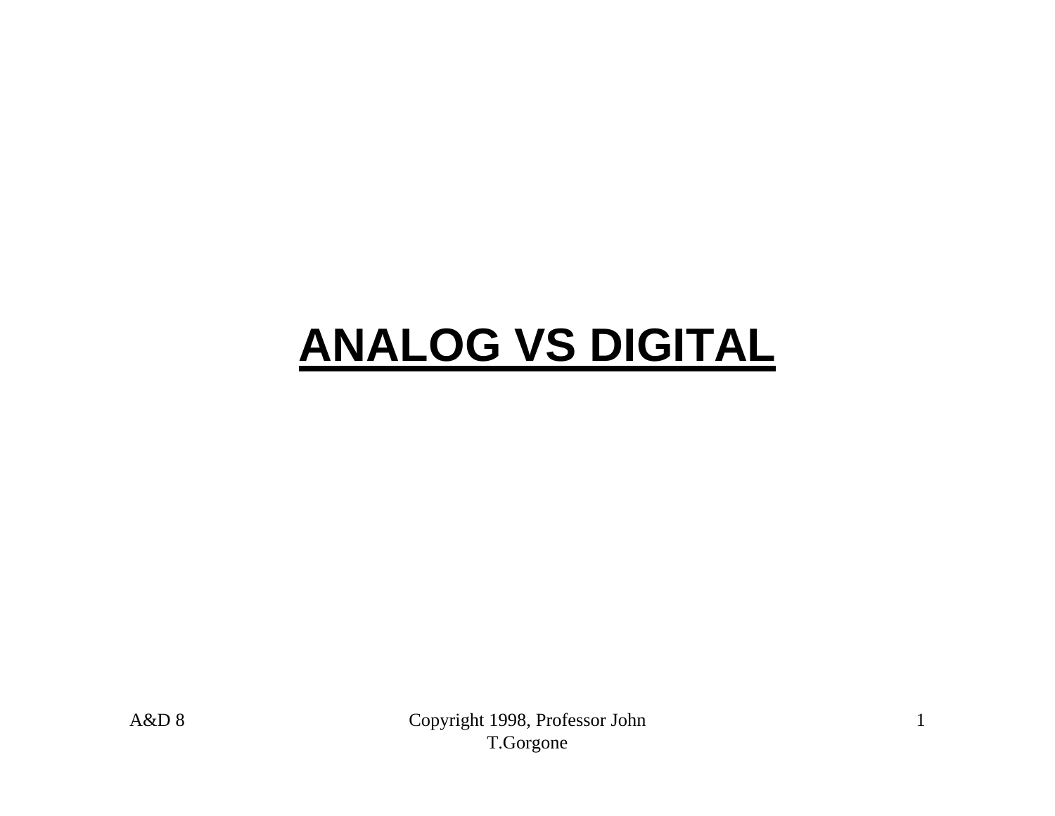# ANALOG VS DIGITAL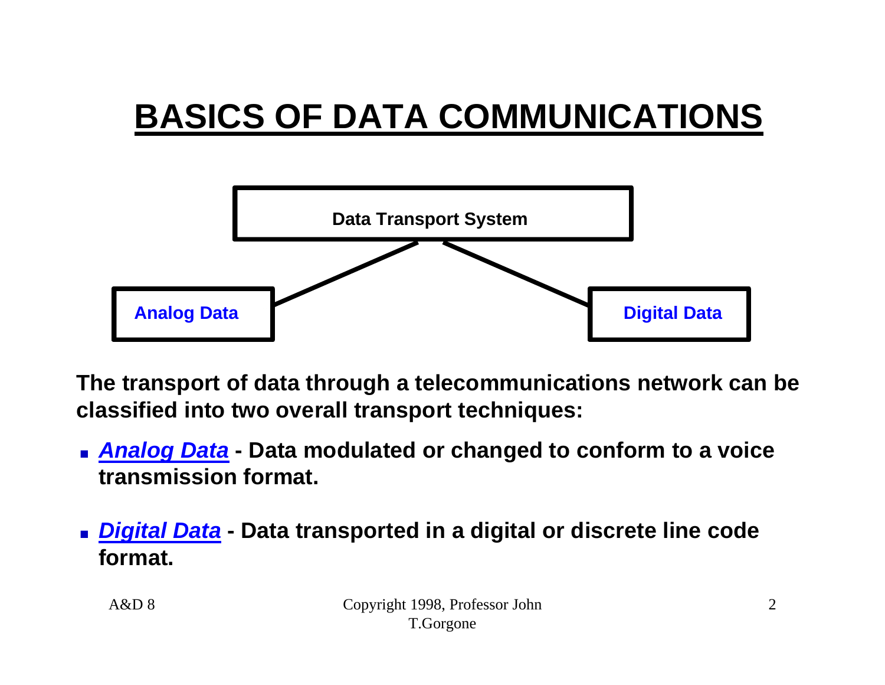# BASICS OF DATA COMMUNICATIONS

Data Transport System

Analog Data

Digital Data

**The transport of data through a telecommunications network can be classified into two overall transport techniques:**

- ***Analog Data*** **- Data modulated or changed to conform to a voice transmission format.**

- ***Digital Data*** **- Data transported in a digital or discrete line code format.**

A&D 8 Copyright 1998, Professor John T.Gorgone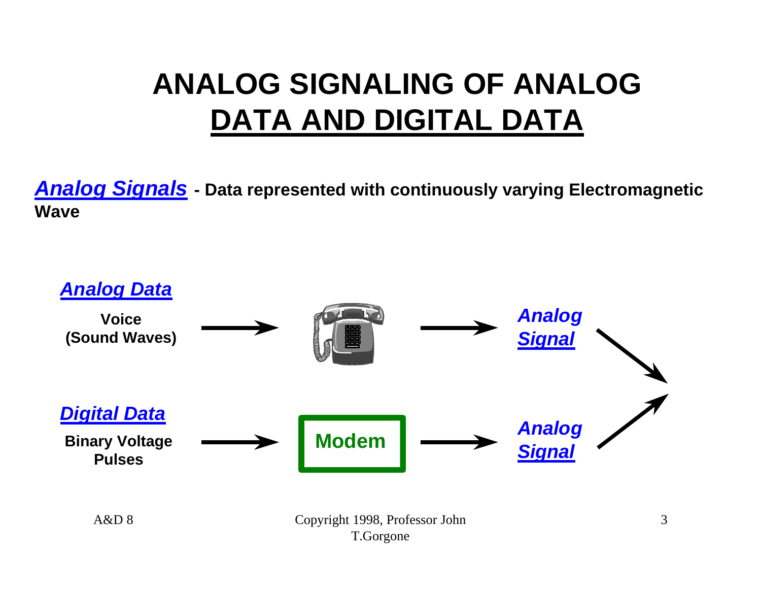# ANALOG SIGNALING OF ANALOG DATA AND DIGITAL DATA

***Analog Signals*** **- Data represented with continuously varying Electromagnetic Wave**

***Analog Data***

**Voice (Sound Waves)** → → ***Analog Signal***

***Digital Data***

**Binary Voltage Pulses** → **Modem** → ***Analog Signal***

A&D 8

Copyright 1998, Professor John T.Gorgone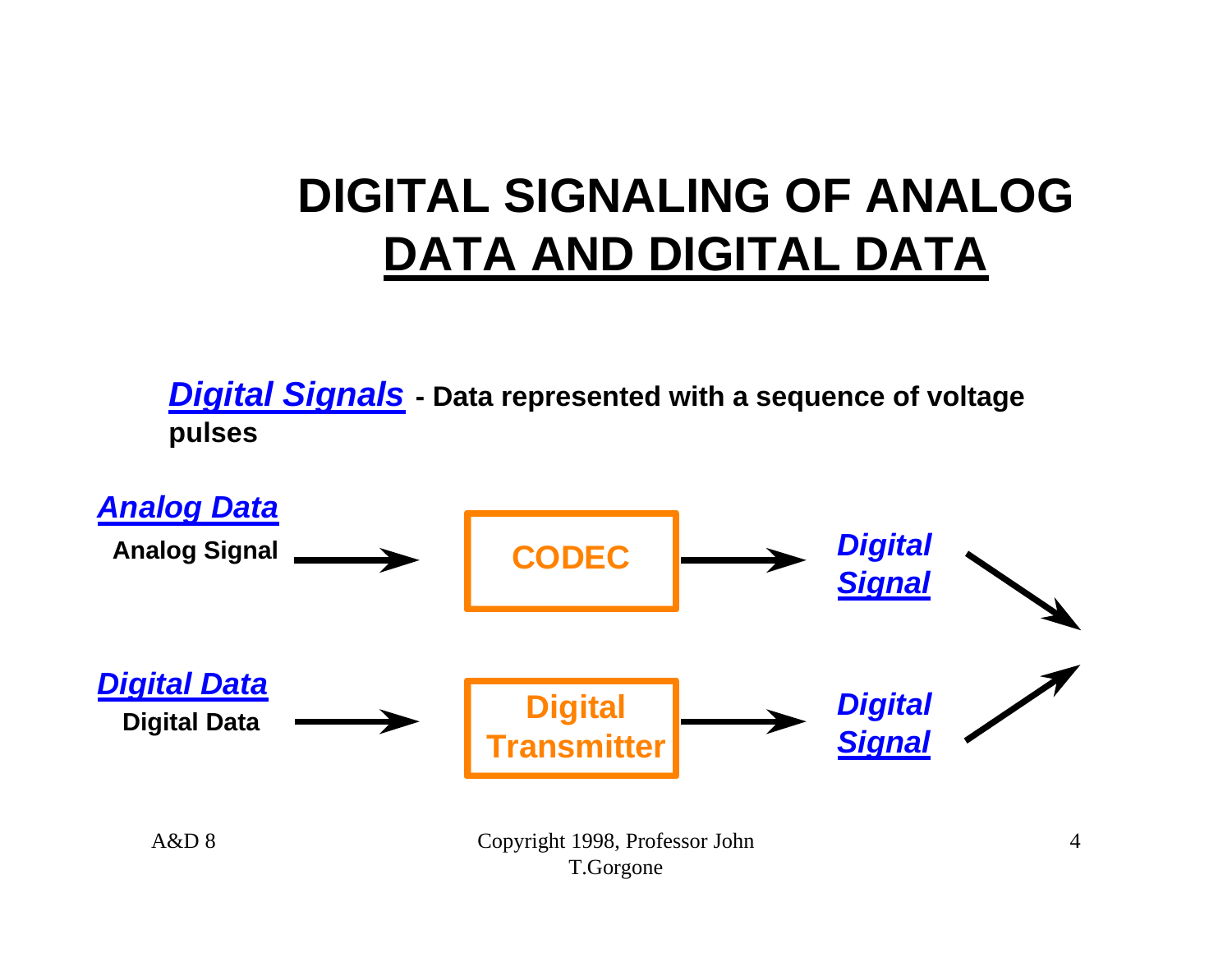# DIGITAL SIGNALING OF ANALOG DATA AND DIGITAL DATA

***Digital Signals*** **- Data represented with a sequence of voltage pulses**

***Analog Data***

**Analog Signal** → **CODEC** → ***Digital Signal***

***Digital Data***

**Digital Data** → **Digital Transmitter** → ***Digital Signal***

A&D 8

Copyright 1998, Professor John T.Gorgone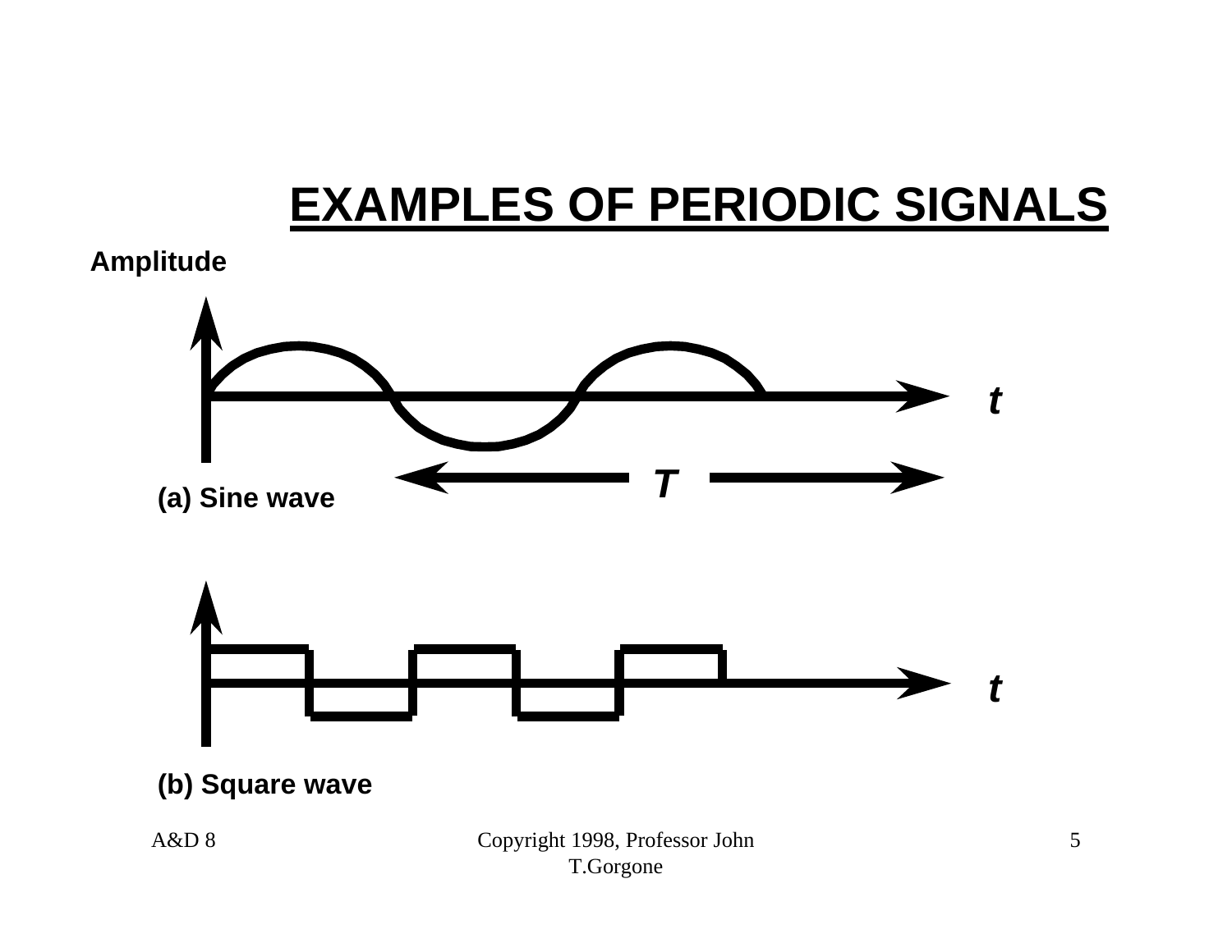# EXAMPLES OF PERIODIC SIGNALS

Amplitude

*t*

*T*

(a) Sine wave

*t*

(b) Square wave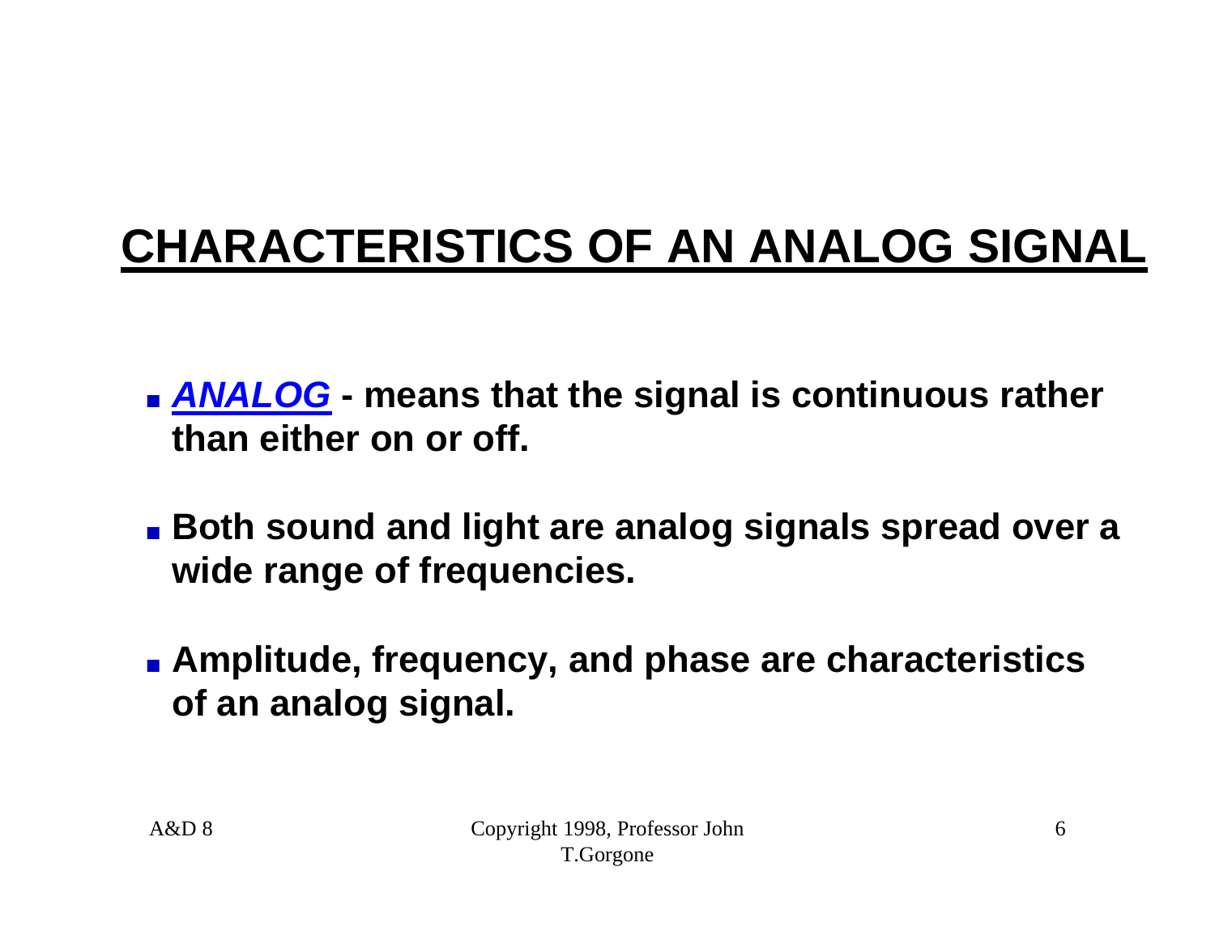# CHARACTERISTICS OF AN ANALOG SIGNAL

- ***ANALOG*** **- means that the signal is continuous rather than either on or off.**
- **Both sound and light are analog signals spread over a wide range of frequencies.**
- **Amplitude, frequency, and phase are characteristics of an analog signal.**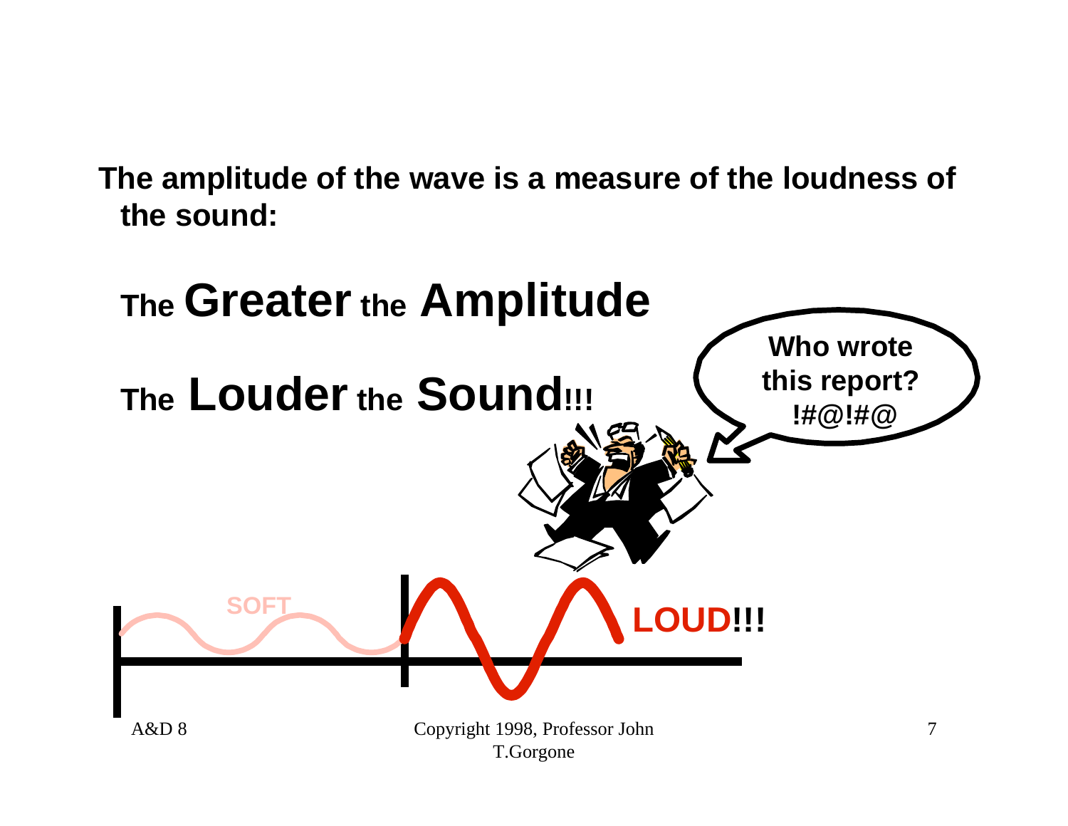**The amplitude of the wave is a measure of the loudness of the sound:**

## The **Greater** the **Amplitude**

## The **Louder** the **Sound!!!**

Who wrote this report? !#@!#@

SOFT

LOUD!!!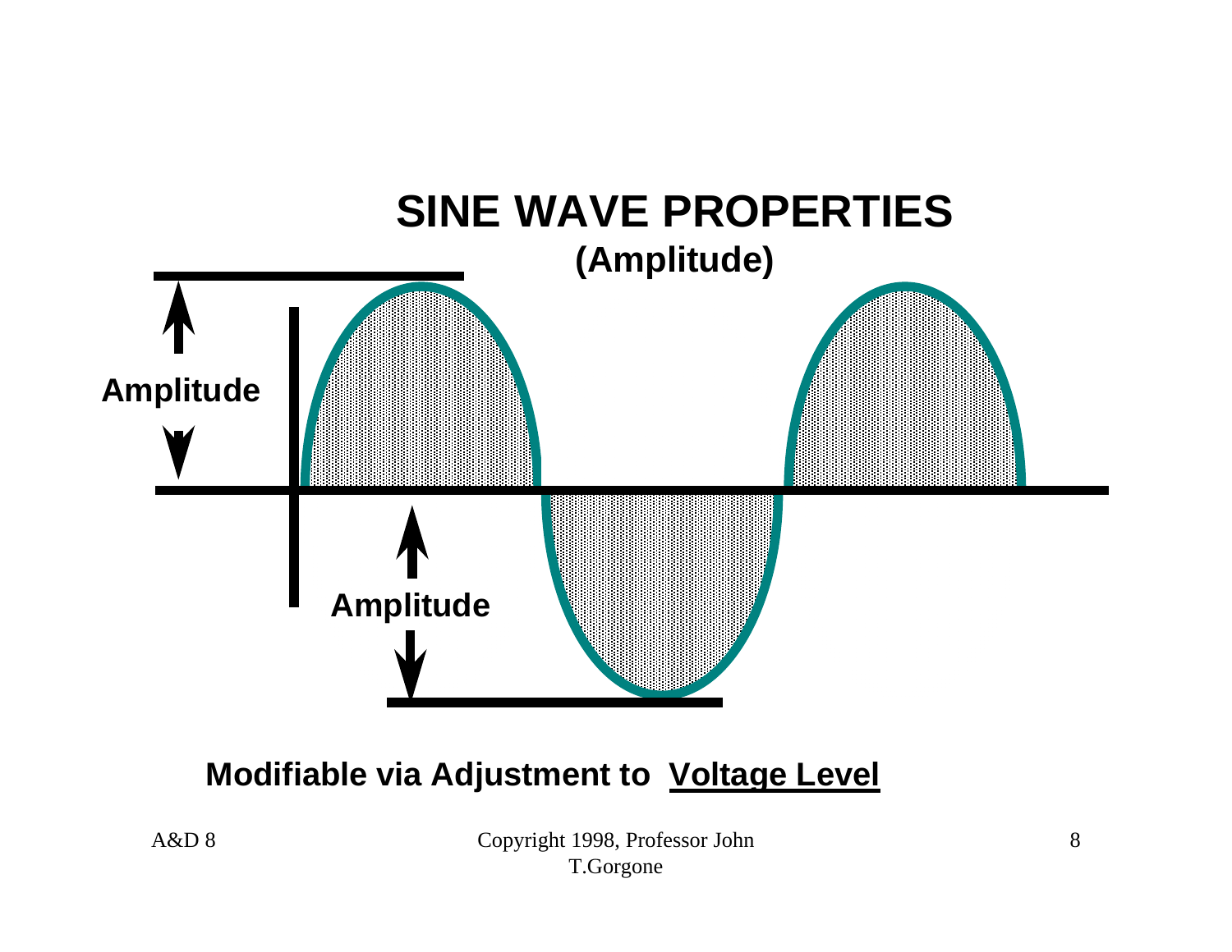# SINE WAVE PROPERTIES

## (Amplitude)

Amplitude

Amplitude

**Modifiable via Adjustment to <u>Voltage Level</u>**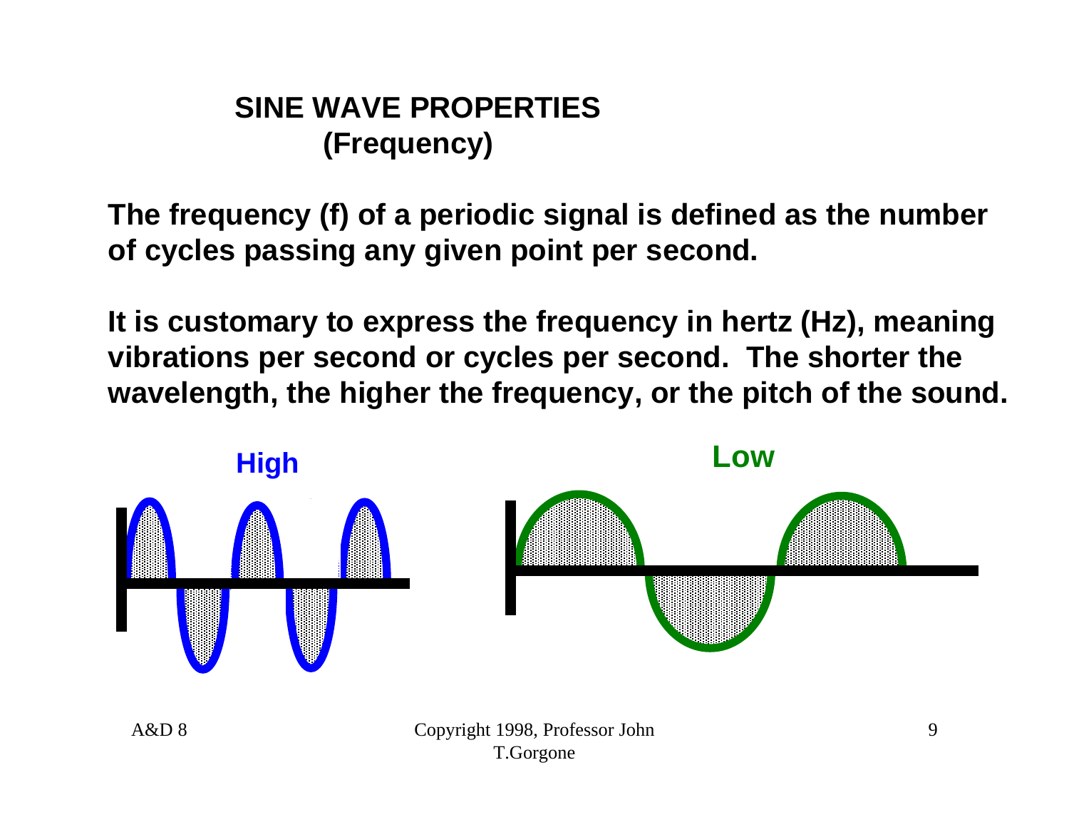# SINE WAVE PROPERTIES
## (Frequency)

**The frequency (f) of a periodic signal is defined as the number of cycles passing any given point per second.**

**It is customary to express the frequency in hertz (Hz), meaning vibrations per second or cycles per second. The shorter the wavelength, the higher the frequency, or the pitch of the sound.**

**High** **Low**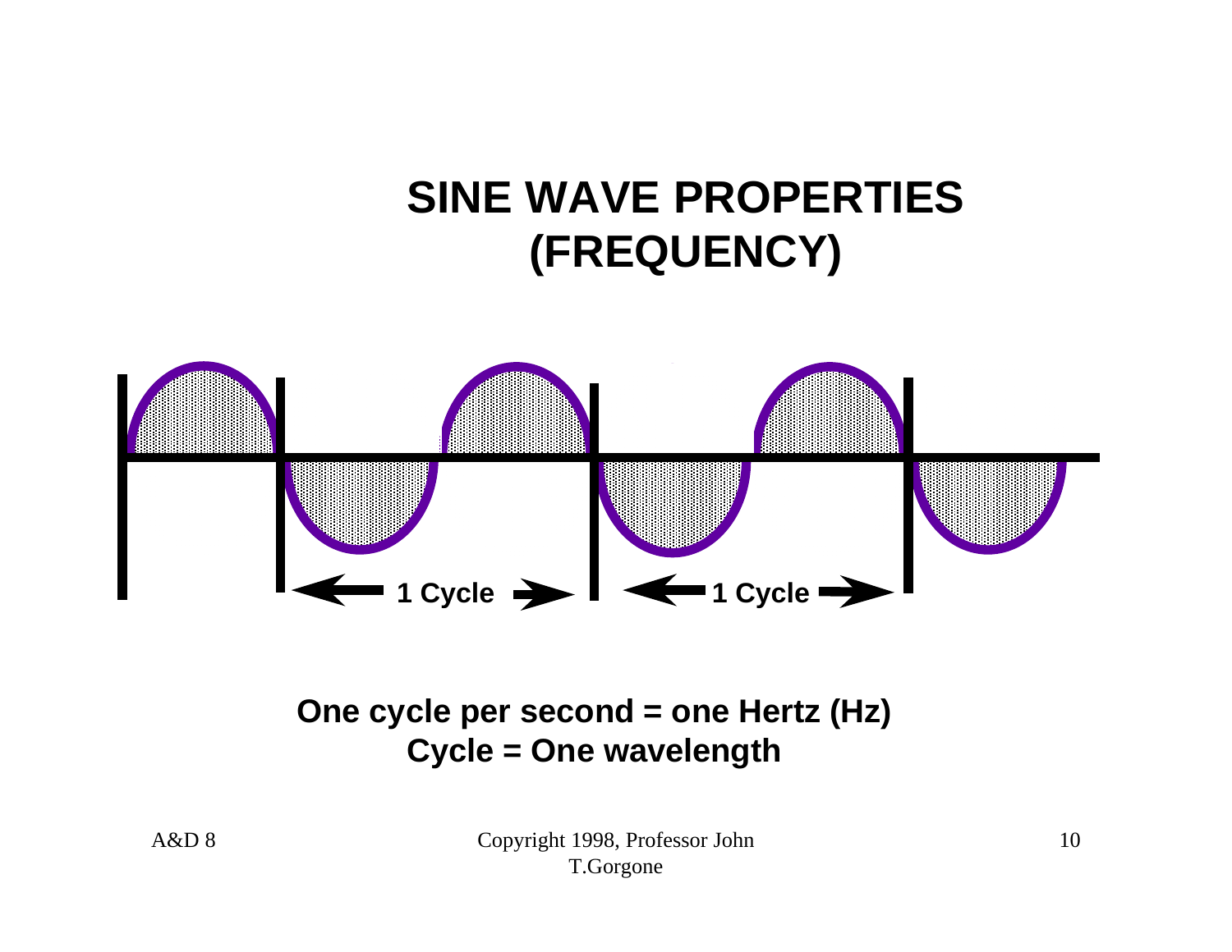# SINE WAVE PROPERTIES (FREQUENCY)

1 Cycle

1 Cycle

**One cycle per second = one Hertz (Hz)**
**Cycle = One wavelength**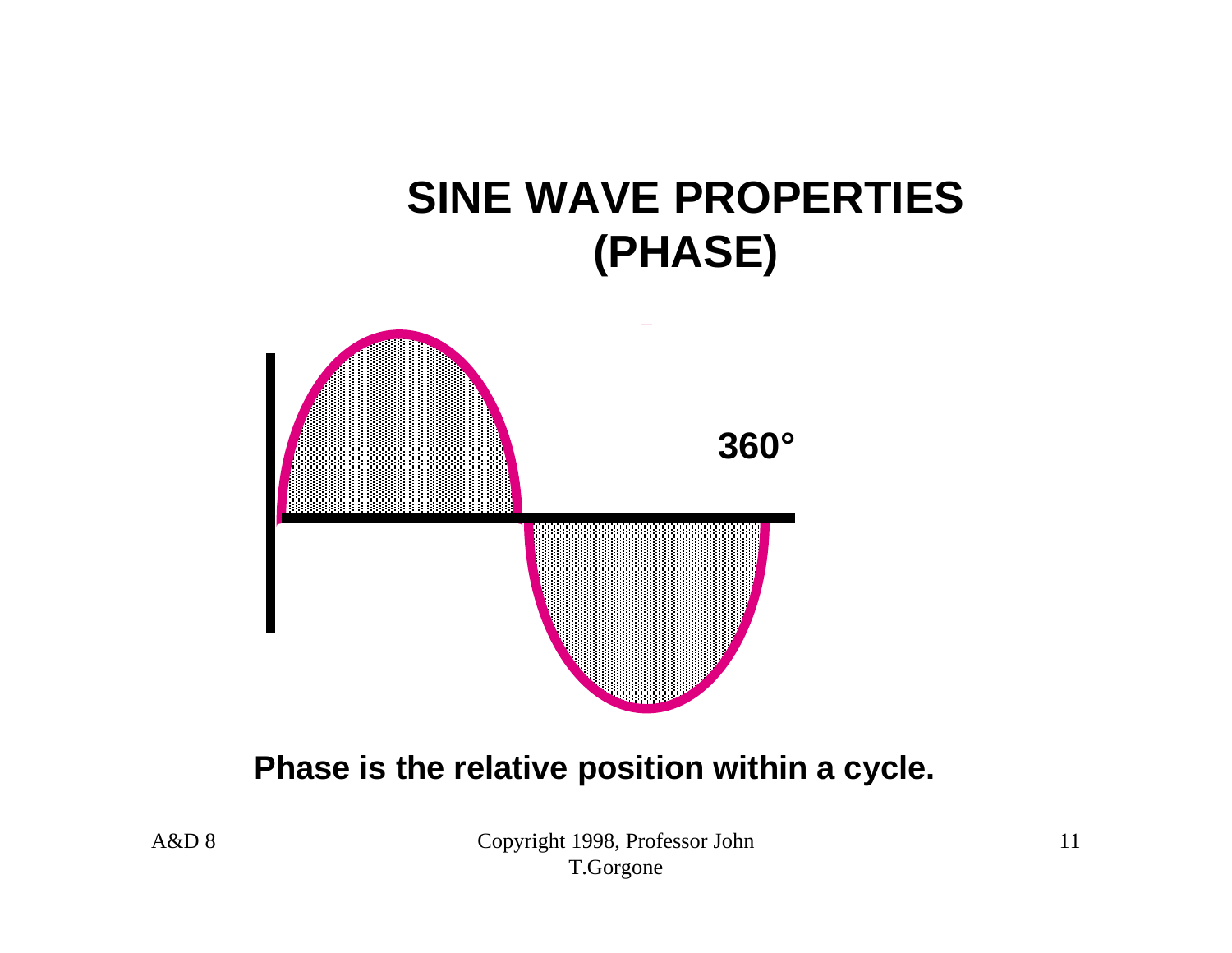# SINE WAVE PROPERTIES (PHASE)

360°

**Phase is the relative position within a cycle.**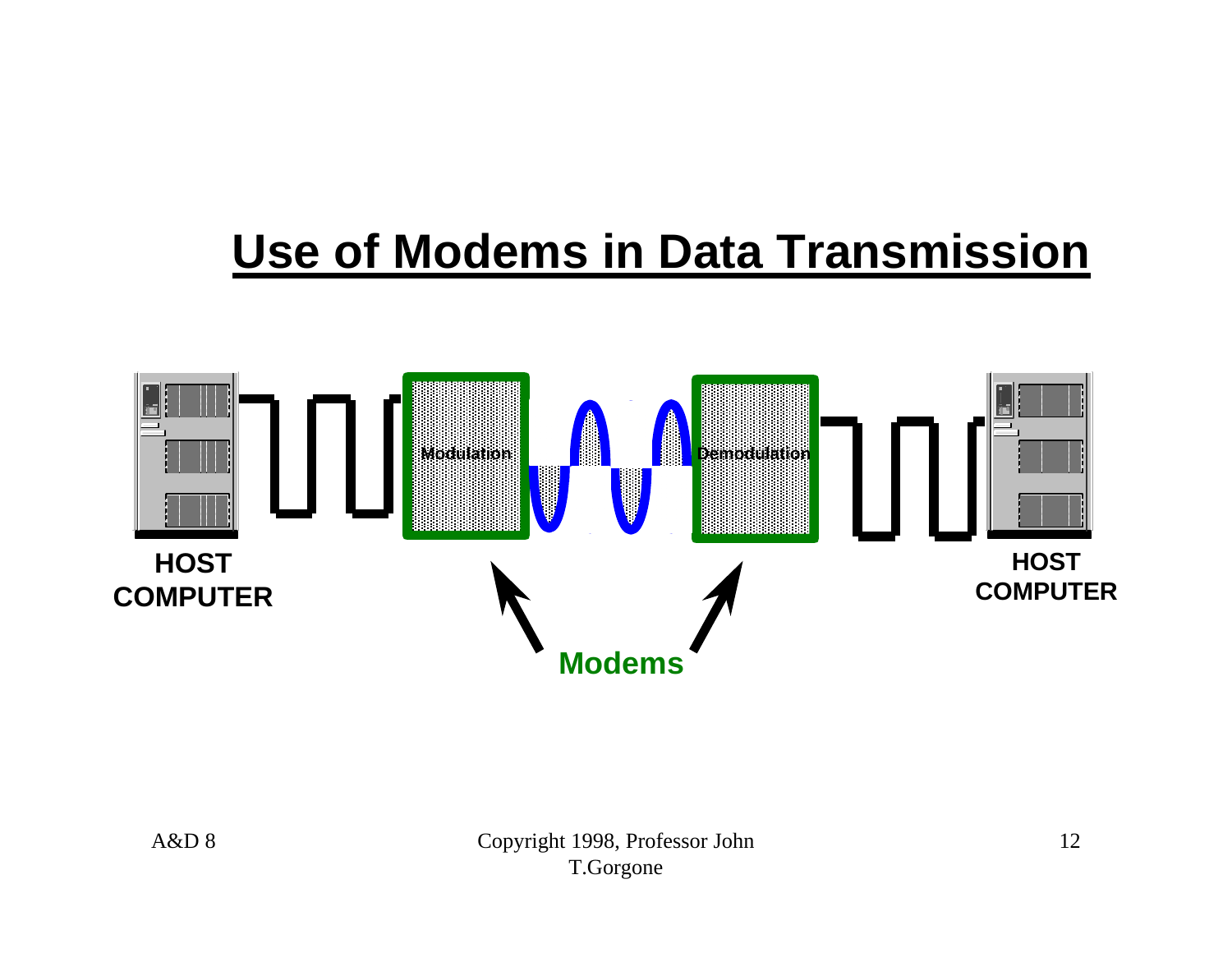# Use of Modems in Data Transmission

HOST COMPUTER

Modulation

Demodulation

HOST COMPUTER

Modems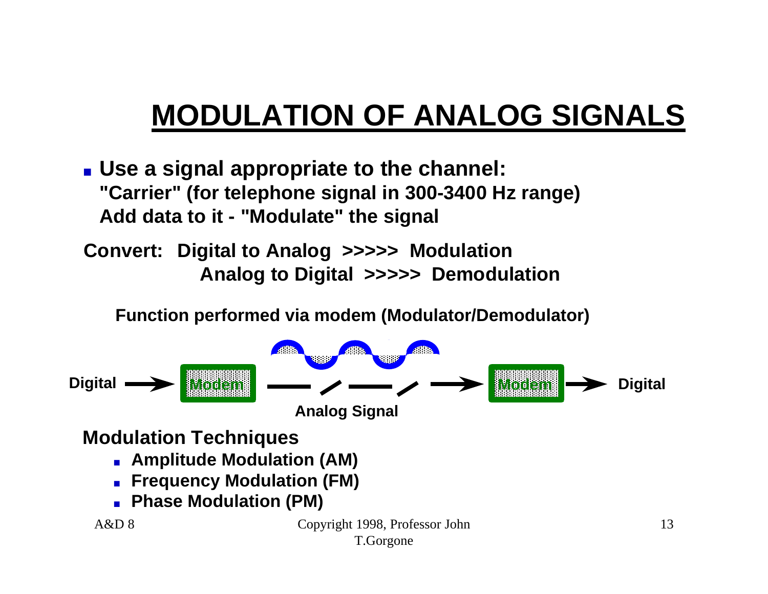# MODULATION OF ANALOG SIGNALS

- **Use a signal appropriate to the channel:**
  **"Carrier" (for telephone signal in 300-3400 Hz range)**
  **Add data to it - "Modulate" the signal**

**Convert: Digital to Analog >>>>> Modulation**
**Analog to Digital >>>>> Demodulation**

**Function performed via modem (Modulator/Demodulator)**

**Digital** → **Modem** — Analog Signal → **Modem** → **Digital**

**Modulation Techniques**

- **Amplitude Modulation (AM)**
- **Frequency Modulation (FM)**
- **Phase Modulation (PM)**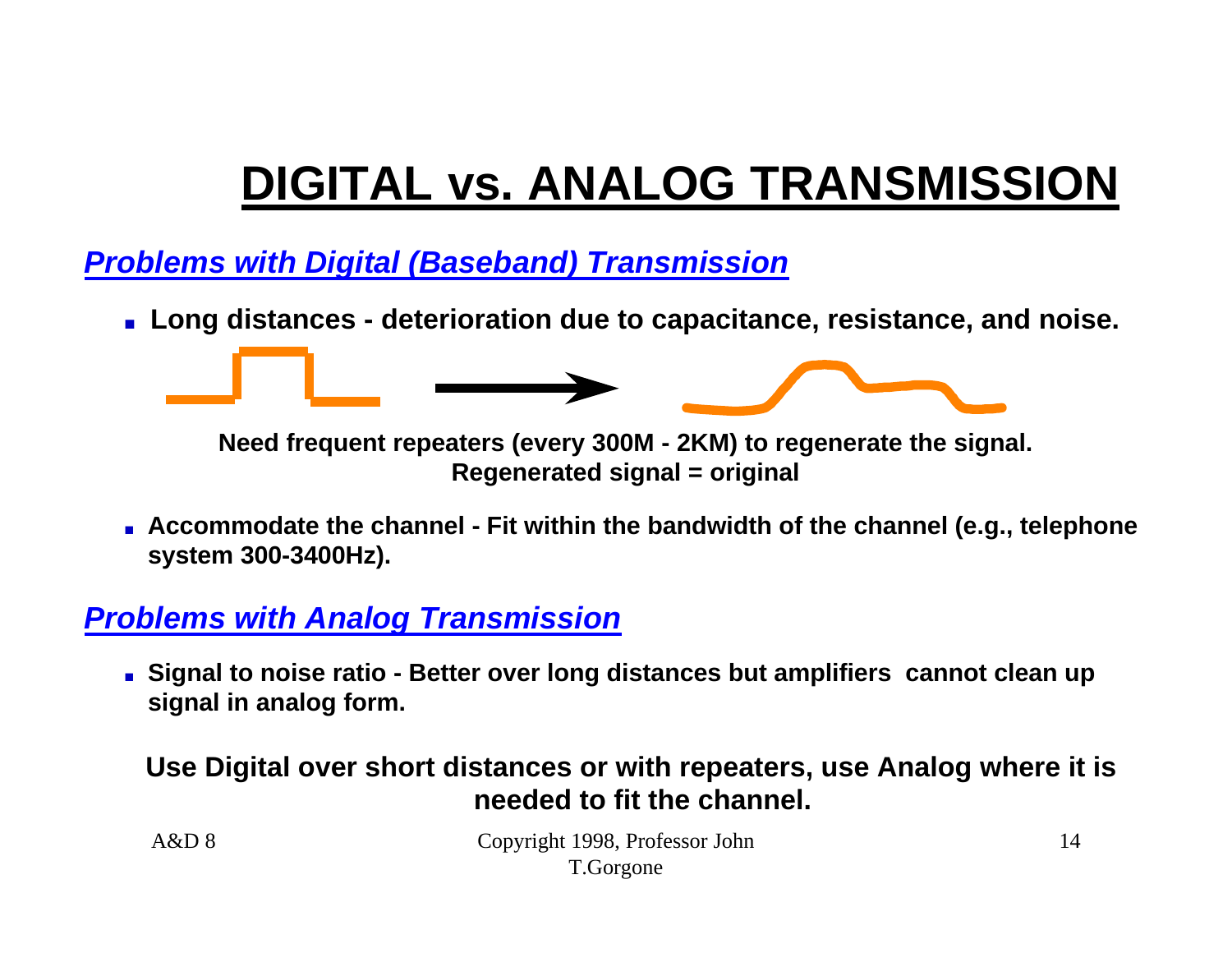# DIGITAL vs. ANALOG TRANSMISSION

## *Problems with Digital (Baseband) Transmission*

- **Long distances - deterioration due to capacitance, resistance, and noise.**

**Need frequent repeaters (every 300M - 2KM) to regenerate the signal.**
**Regenerated signal = original**

- **Accommodate the channel - Fit within the bandwidth of the channel (e.g., telephone system 300-3400Hz).**

## *Problems with Analog Transmission*

- **Signal to noise ratio - Better over long distances but amplifiers cannot clean up signal in analog form.**

**Use Digital over short distances or with repeaters, use Analog where it is needed to fit the channel.**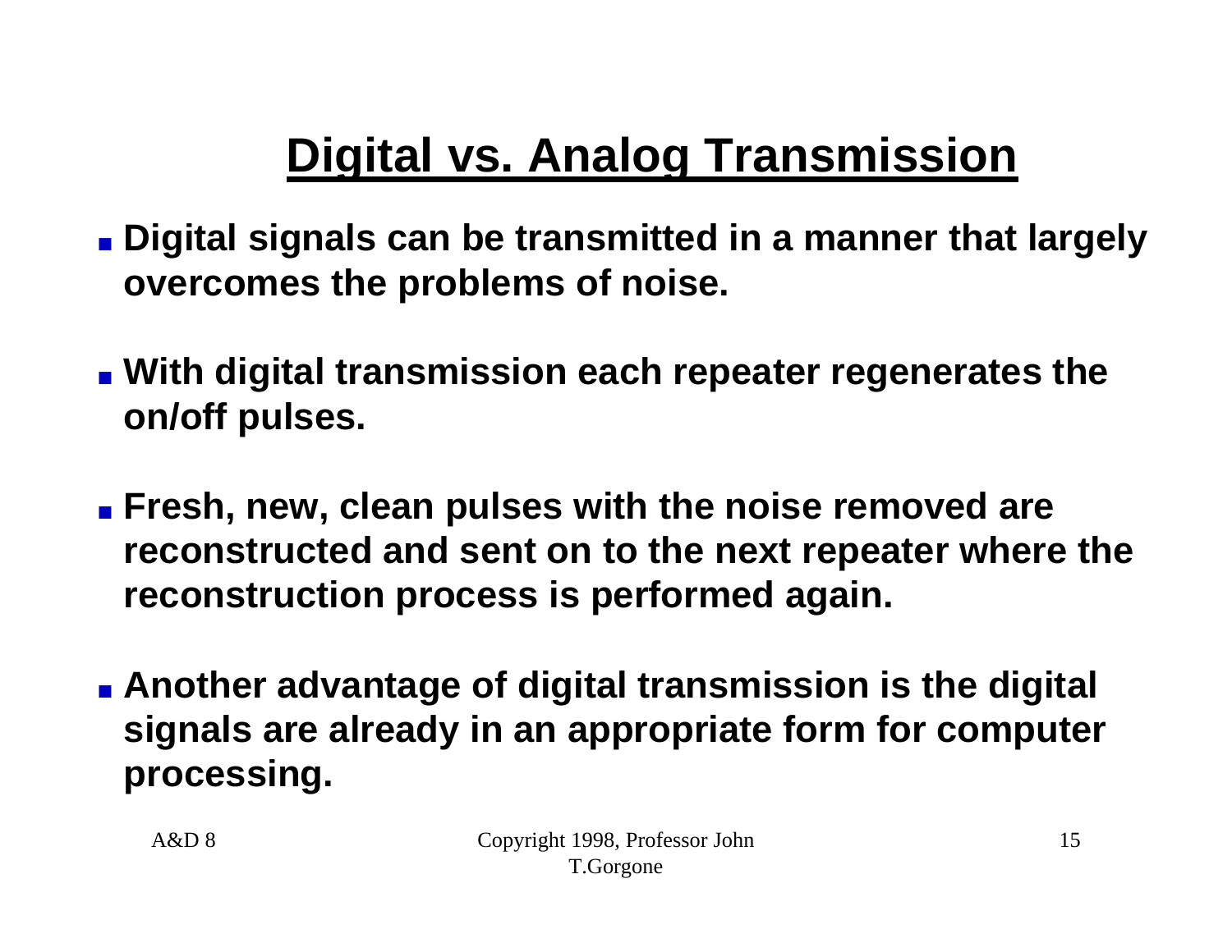# Digital vs. Analog Transmission

- **Digital signals can be transmitted in a manner that largely overcomes the problems of noise.**
- **With digital transmission each repeater regenerates the on/off pulses.**
- **Fresh, new, clean pulses with the noise removed are reconstructed and sent on to the next repeater where the reconstruction process is performed again.**
- **Another advantage of digital transmission is the digital signals are already in an appropriate form for computer processing.**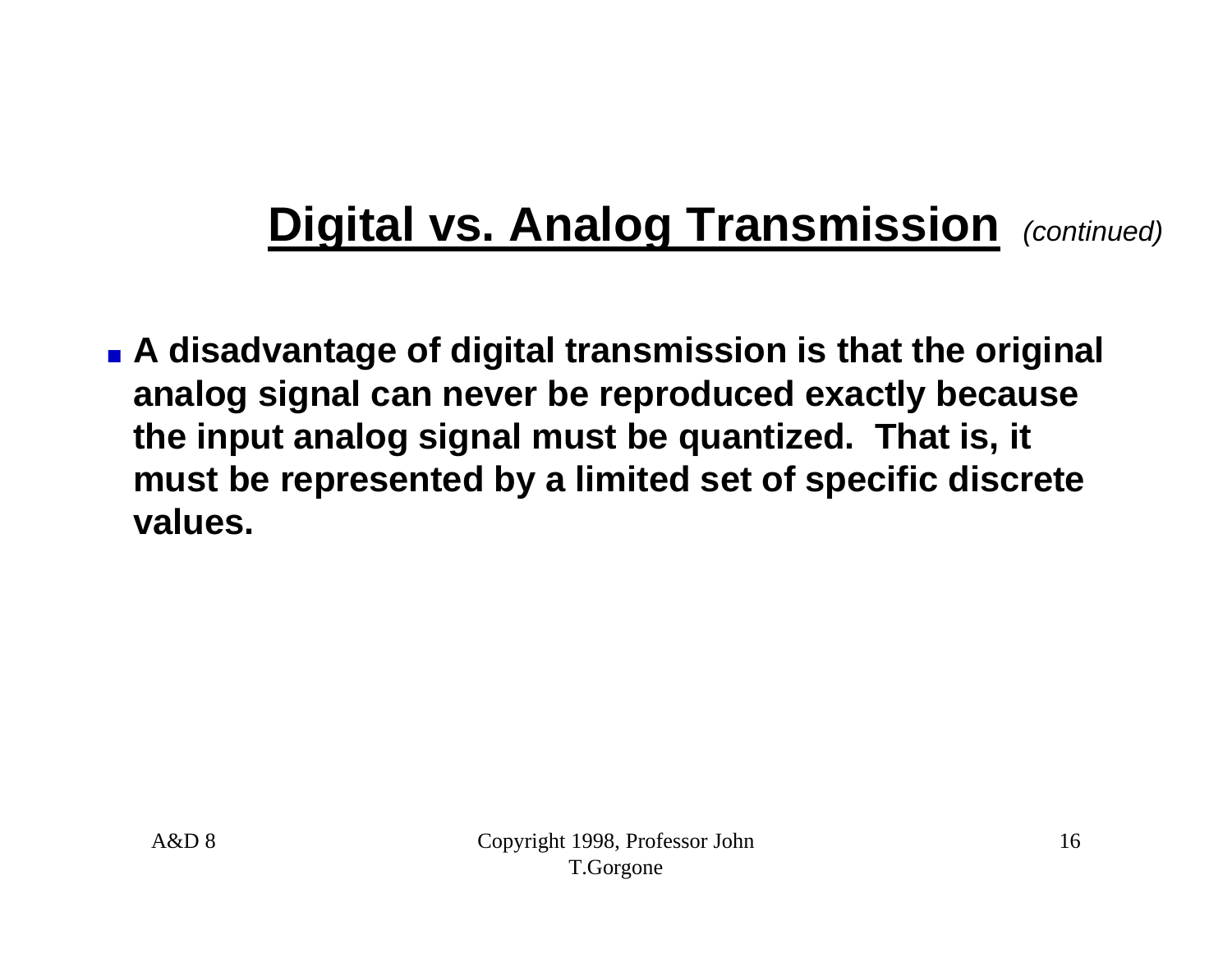# Digital vs. Analog Transmission *(continued)*

- **A disadvantage of digital transmission is that the original analog signal can never be reproduced exactly because the input analog signal must be quantized. That is, it must be represented by a limited set of specific discrete values.**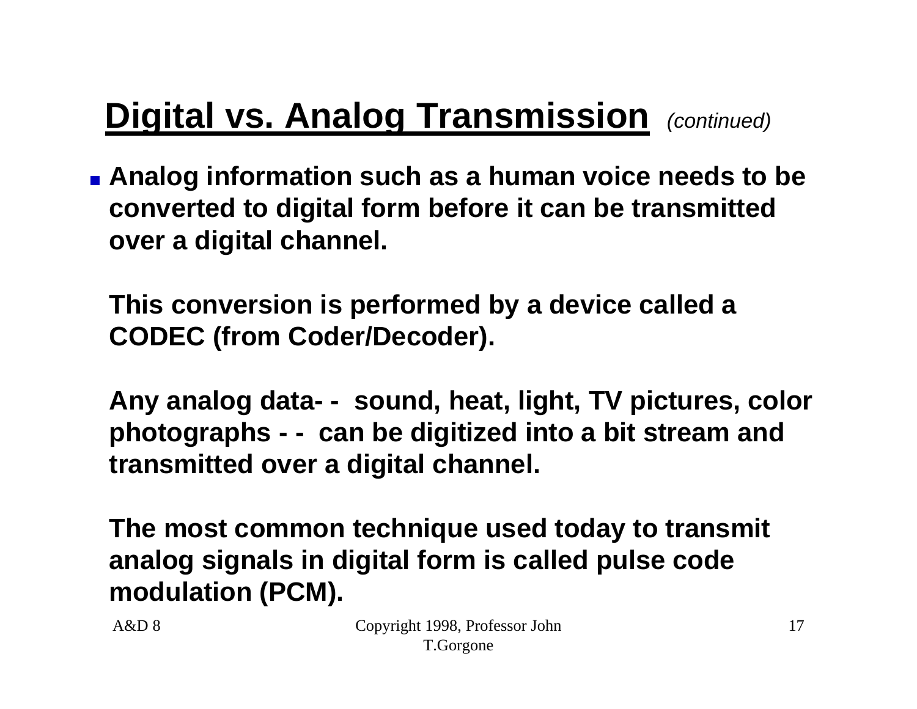# Digital vs. Analog Transmission *(continued)*

- **Analog information such as a human voice needs to be converted to digital form before it can be transmitted over a digital channel.**

  **This conversion is performed by a device called a CODEC (from Coder/Decoder).**

  **Any analog data- - sound, heat, light, TV pictures, color photographs - - can be digitized into a bit stream and transmitted over a digital channel.**

  **The most common technique used today to transmit analog signals in digital form is called pulse code modulation (PCM).**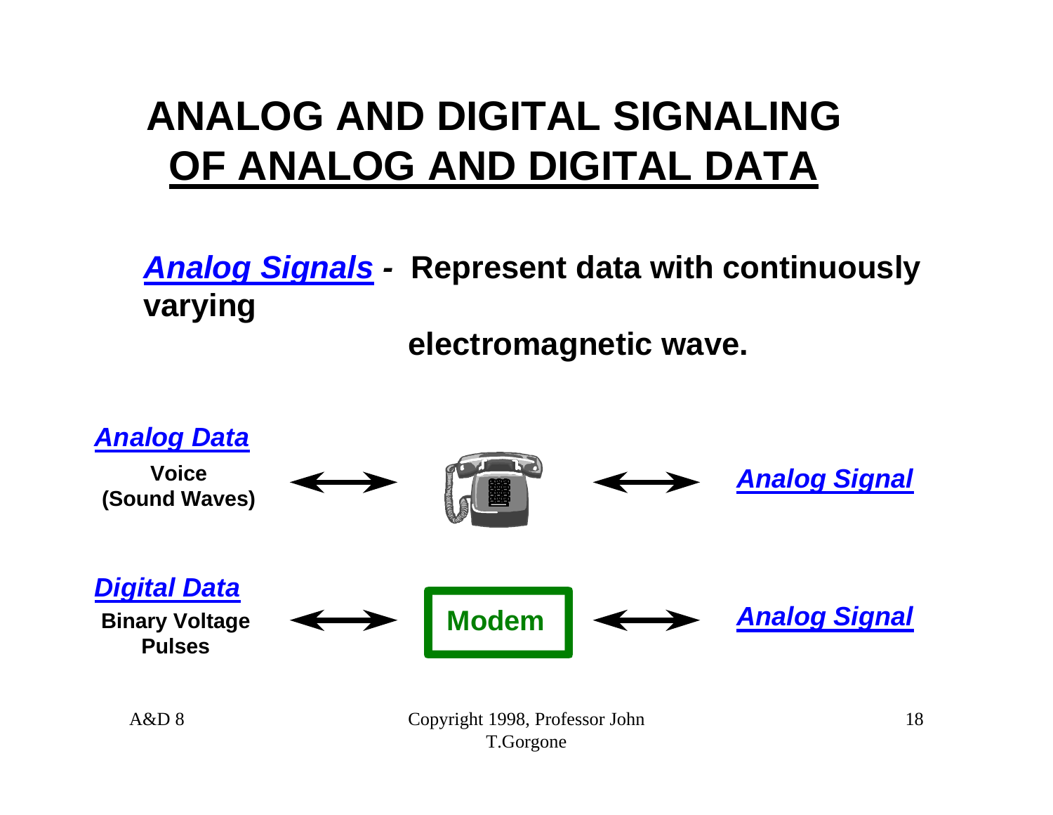# ANALOG AND DIGITAL SIGNALING OF ANALOG AND DIGITAL DATA

***Analog Signals*** **- Represent data with continuously varying electromagnetic wave.**

***Analog Data***

**Voice (Sound Waves)** ⟷ (Telephone) ⟷ ***Analog Signal***

***Digital Data***

**Binary Voltage Pulses** ⟷ **Modem** ⟷ ***Analog Signal***

A&D 8

Copyright 1998, Professor John T.Gorgone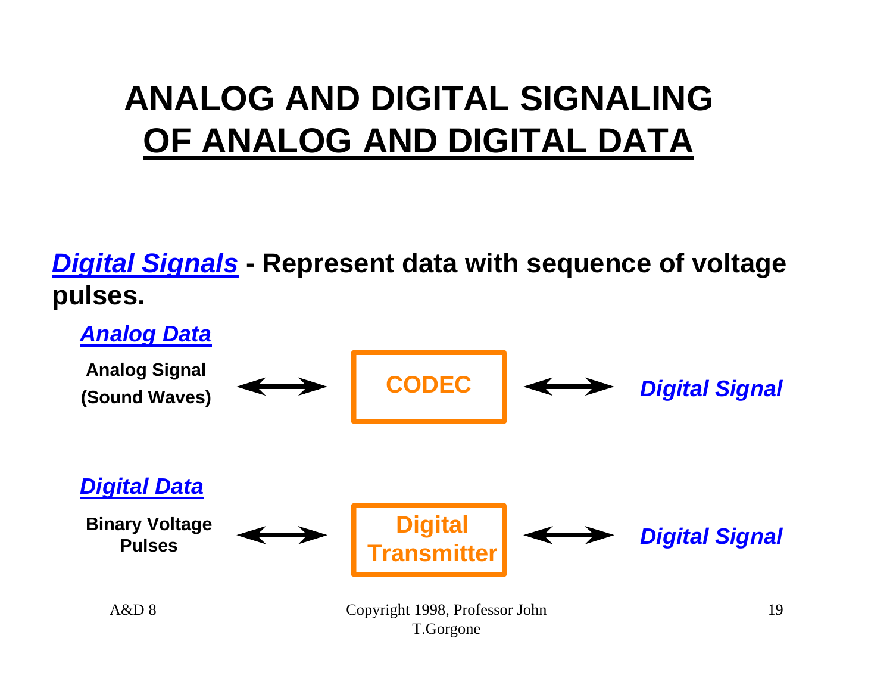# ANALOG AND DIGITAL SIGNALING OF ANALOG AND DIGITAL DATA

***Digital Signals*** **- Represent data with sequence of voltage pulses.**

***Analog Data***

**Analog Signal (Sound Waves)** ⟷ **CODEC** ⟷ ***Digital Signal***

***Digital Data***

**Binary Voltage Pulses** ⟷ **Digital Transmitter** ⟷ ***Digital Signal***

A&D 8

Copyright 1998, Professor John T.Gorgone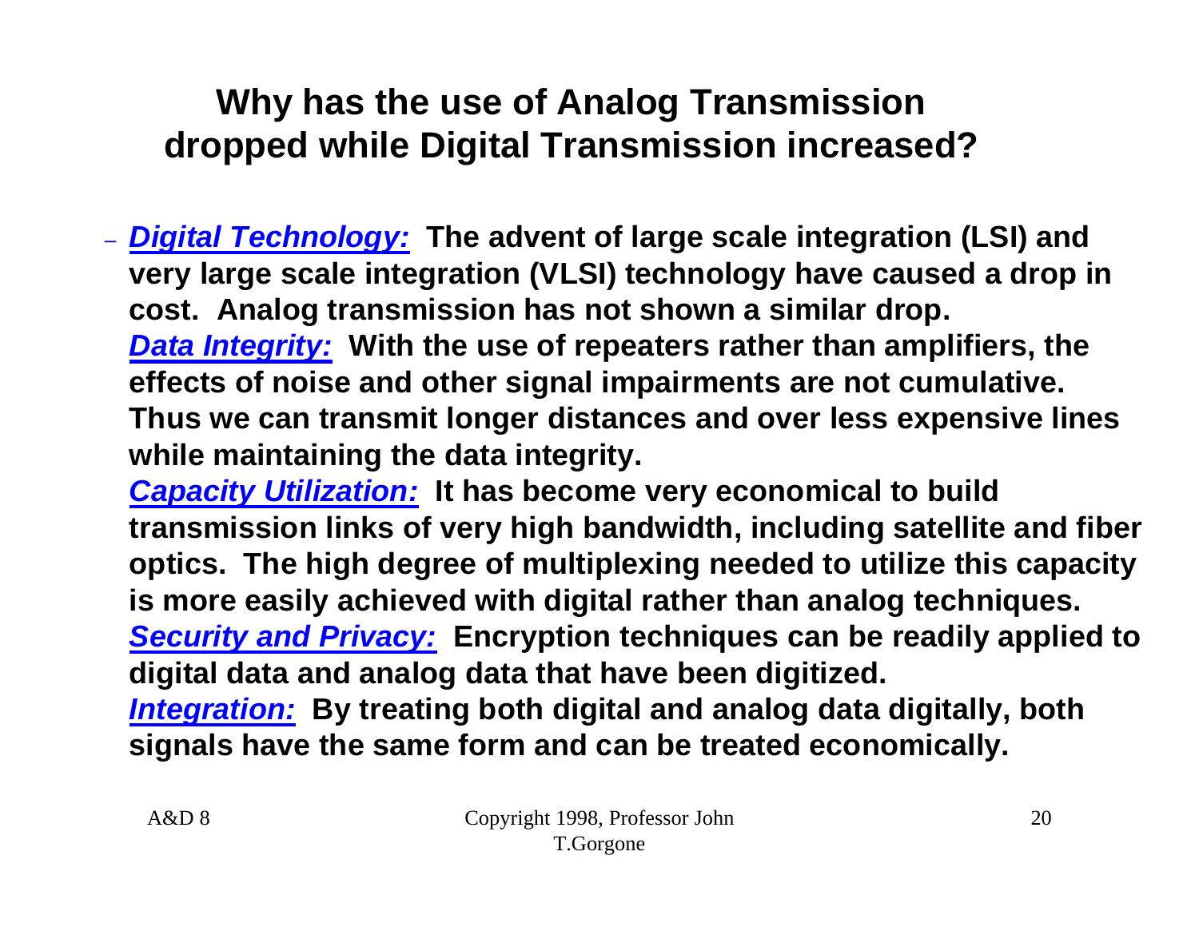## Why has the use of Analog Transmission dropped while Digital Transmission increased?

- ***Digital Technology:*** **The advent of large scale integration (LSI) and very large scale integration (VLSI) technology have caused a drop in cost. Analog transmission has not shown a similar drop.**
  ***Data Integrity:*** **With the use of repeaters rather than amplifiers, the effects of noise and other signal impairments are not cumulative. Thus we can transmit longer distances and over less expensive lines while maintaining the data integrity.**
  ***Capacity Utilization:*** **It has become very economical to build transmission links of very high bandwidth, including satellite and fiber optics. The high degree of multiplexing needed to utilize this capacity is more easily achieved with digital rather than analog techniques.**
  ***Security and Privacy:*** **Encryption techniques can be readily applied to digital data and analog data that have been digitized.**
  ***Integration:*** **By treating both digital and analog data digitally, both signals have the same form and can be treated economically.**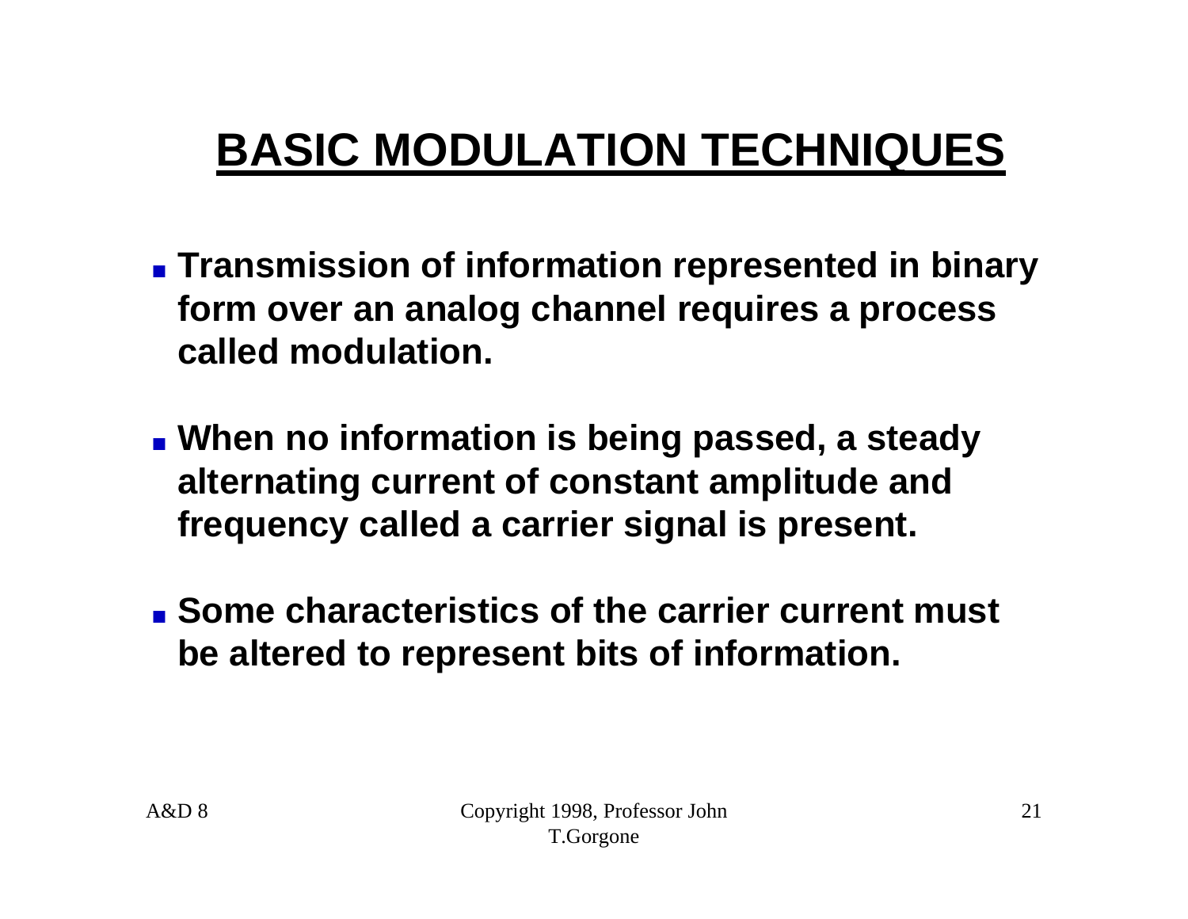# BASIC MODULATION TECHNIQUES

- **Transmission of information represented in binary form over an analog channel requires a process called modulation.**
- **When no information is being passed, a steady alternating current of constant amplitude and frequency called a carrier signal is present.**
- **Some characteristics of the carrier current must be altered to represent bits of information.**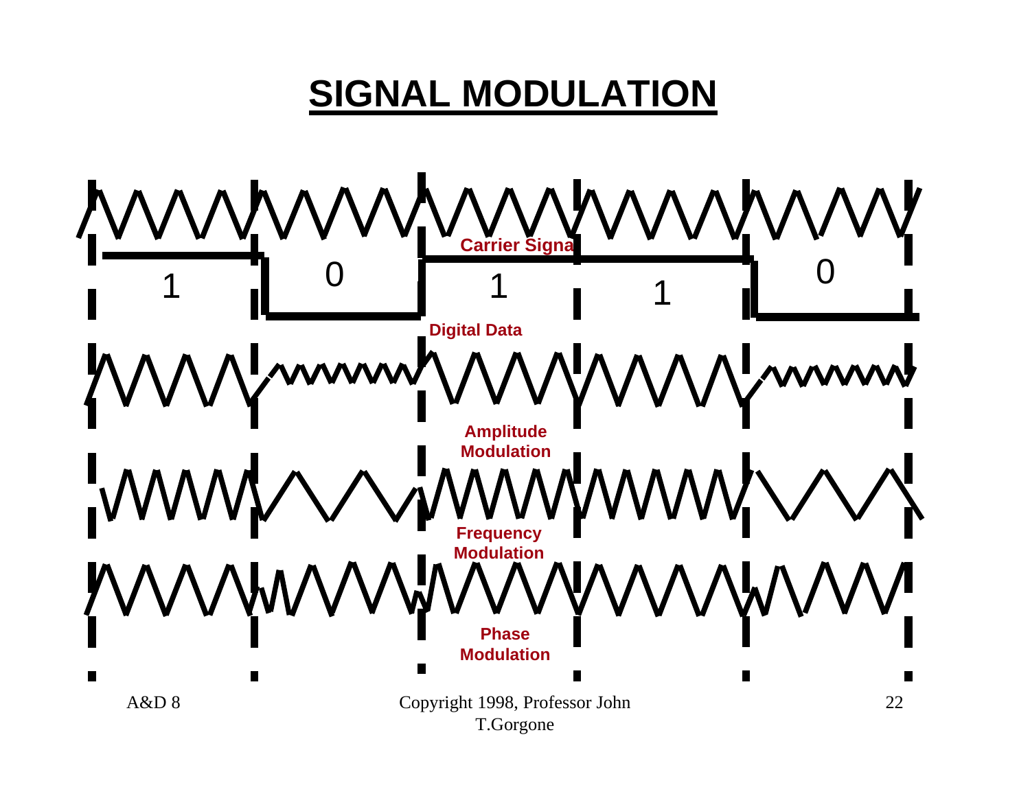# SIGNAL MODULATION

Carrier Signa

1 0 1 1 0

Digital Data

Amplitude Modulation

Frequency Modulation

Phase Modulation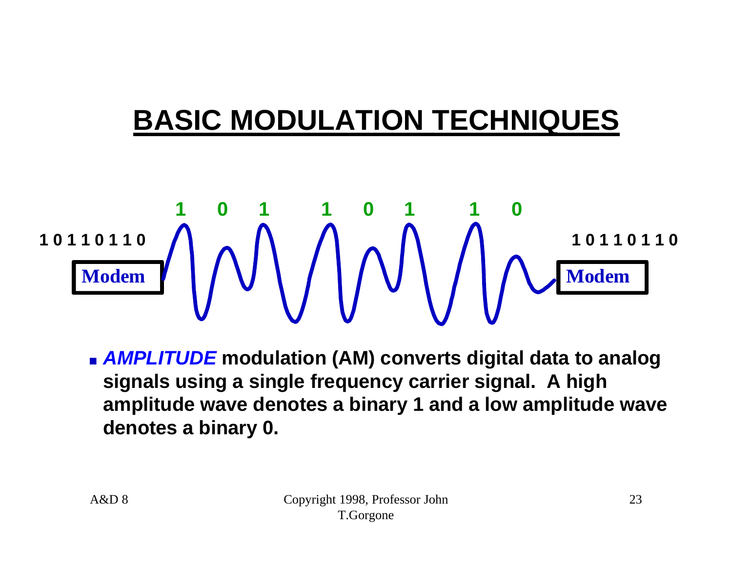# BASIC MODULATION TECHNIQUES

1 0 1 1 0 1 1 0

Modem

1 0 1 1 0 1 1 0

1 0 1 1 0 1 1 0

Modem

- ***AMPLITUDE*** **modulation (AM) converts digital data to analog signals using a single frequency carrier signal. A high amplitude wave denotes a binary 1 and a low amplitude wave denotes a binary 0.**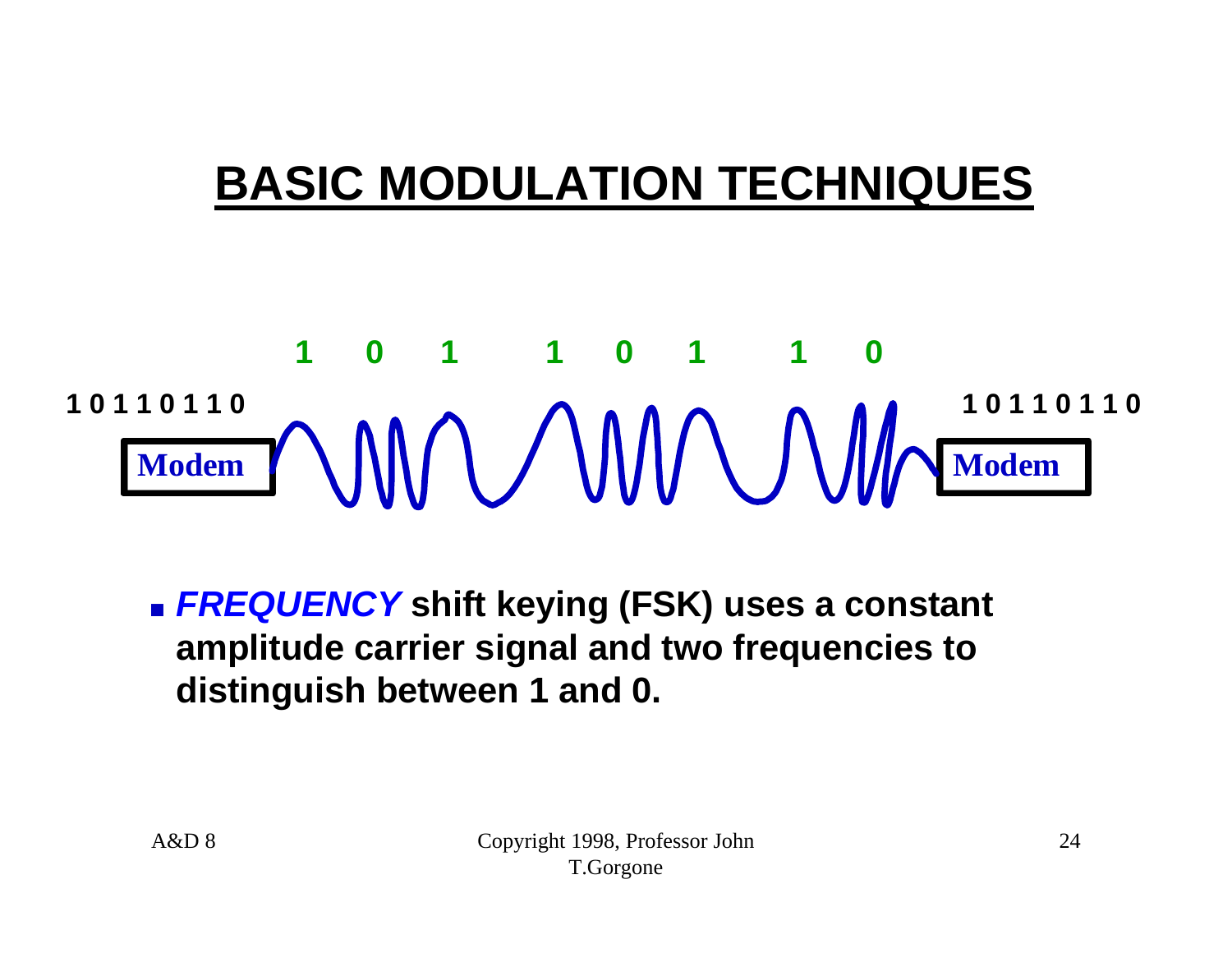# BASIC MODULATION TECHNIQUES

1 0 1 1 0 1 1 0

1 0 1 1 0 1 1 0 — Modem — 1 0 1 1 0 1 1 0 — Modem — 1 0 1 1 0 1 1 0

- ***FREQUENCY*** **shift keying (FSK) uses a constant amplitude carrier signal and two frequencies to distinguish between 1 and 0.**

A&D 8

Copyright 1998, Professor John T.Gorgone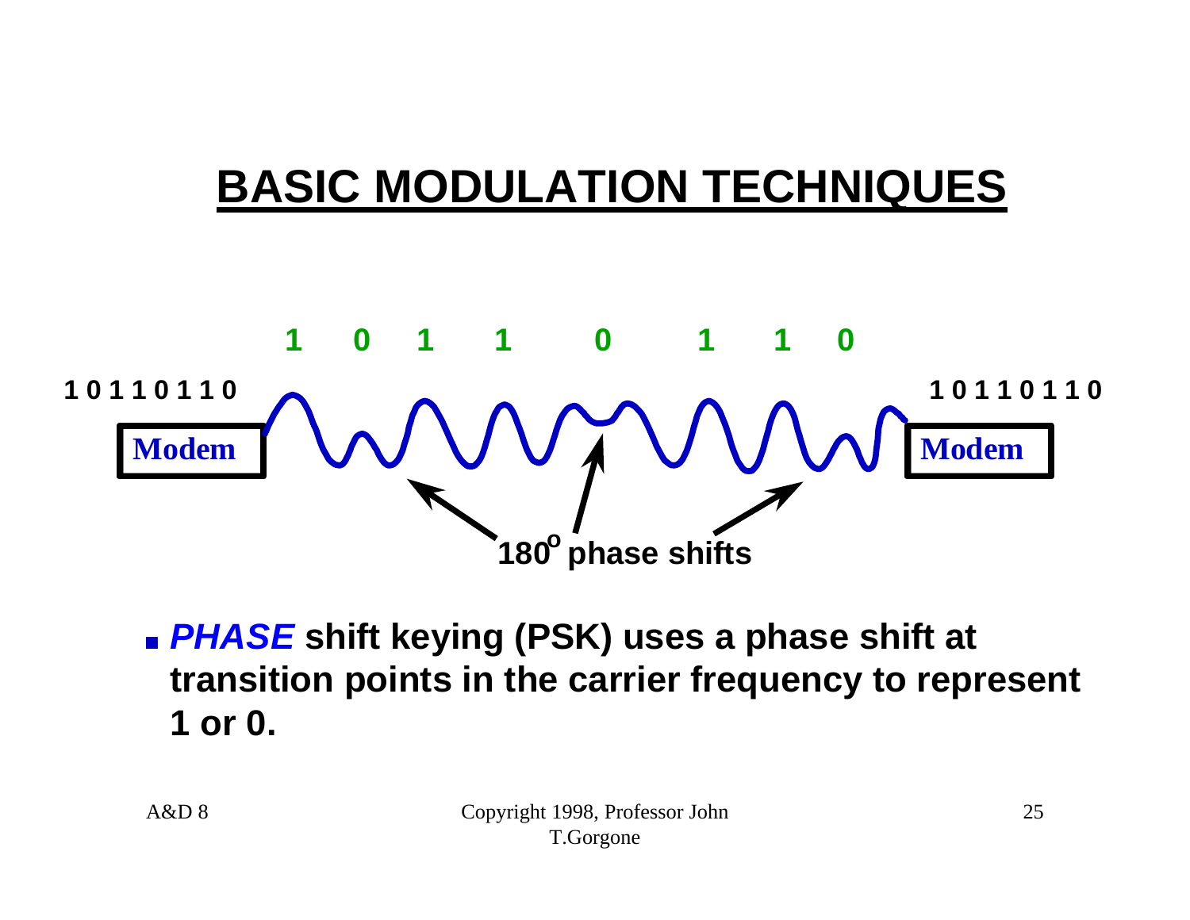# BASIC MODULATION TECHNIQUES

1 0 1 1 0 1 1 0

1 0 1 1 0 1 1 0 — Modem — Modem — 1 0 1 1 0 1 1 0

180° phase shifts

- ***PHASE*** **shift keying (PSK) uses a phase shift at transition points in the carrier frequency to represent 1 or 0.**

A&D 8 Copyright 1998, Professor John T.Gorgone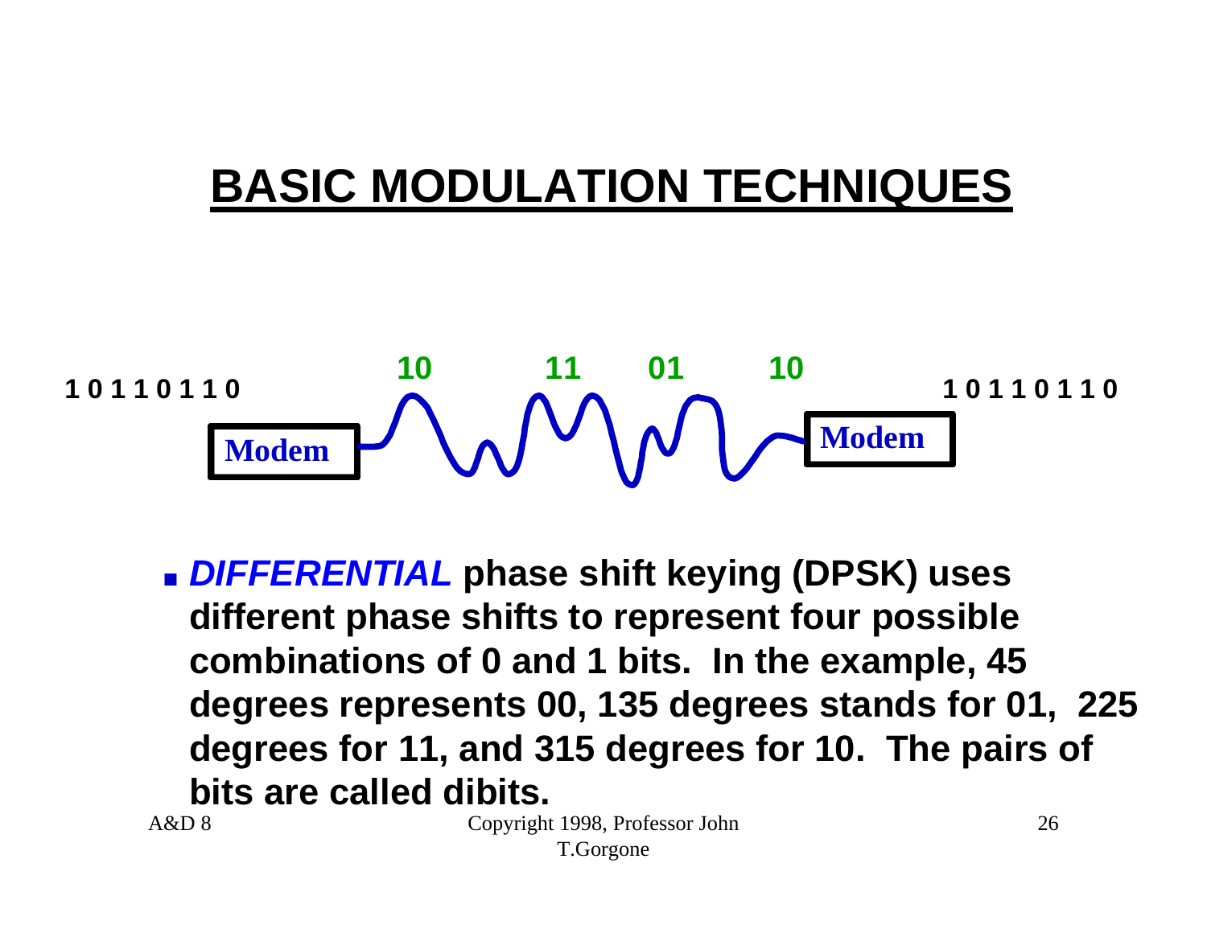# BASIC MODULATION TECHNIQUES

1 0 1 1 0 1 1 0

10 11 01 10

Modem — Modem

1 0 1 1 0 1 1 0

- ***DIFFERENTIAL*** **phase shift keying (DPSK) uses different phase shifts to represent four possible combinations of 0 and 1 bits. In the example, 45 degrees represents 00, 135 degrees stands for 01, 225 degrees for 11, and 315 degrees for 10. The pairs of bits are called dibits.**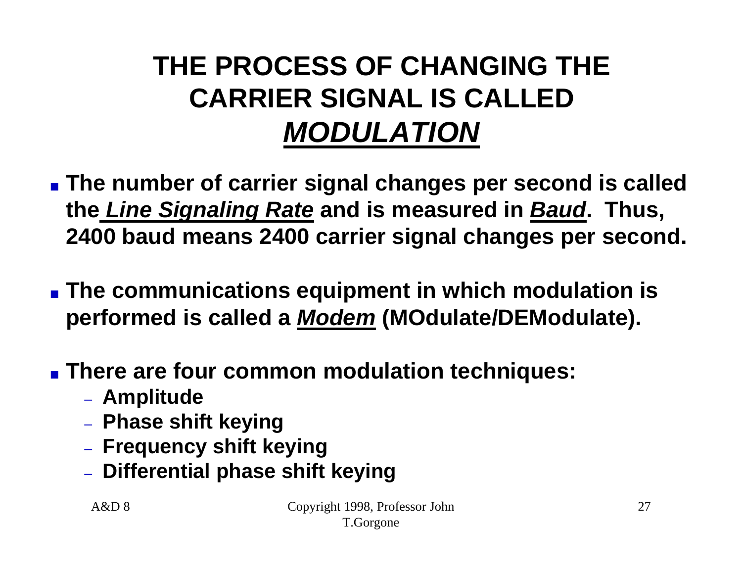# THE PROCESS OF CHANGING THE CARRIER SIGNAL IS CALLED ***MODULATION***

- **The number of carrier signal changes per second is called the *Line Signaling Rate* and is measured in *Baud*. Thus, 2400 baud means 2400 carrier signal changes per second.**

- **The communications equipment in which modulation is performed is called a *Modem* (MOdulate/DEModulate).**

- **There are four common modulation techniques:**
  - **Amplitude**
  - **Phase shift keying**
  - **Frequency shift keying**
  - **Differential phase shift keying**

A&D 8 Copyright 1998, Professor John T.Gorgone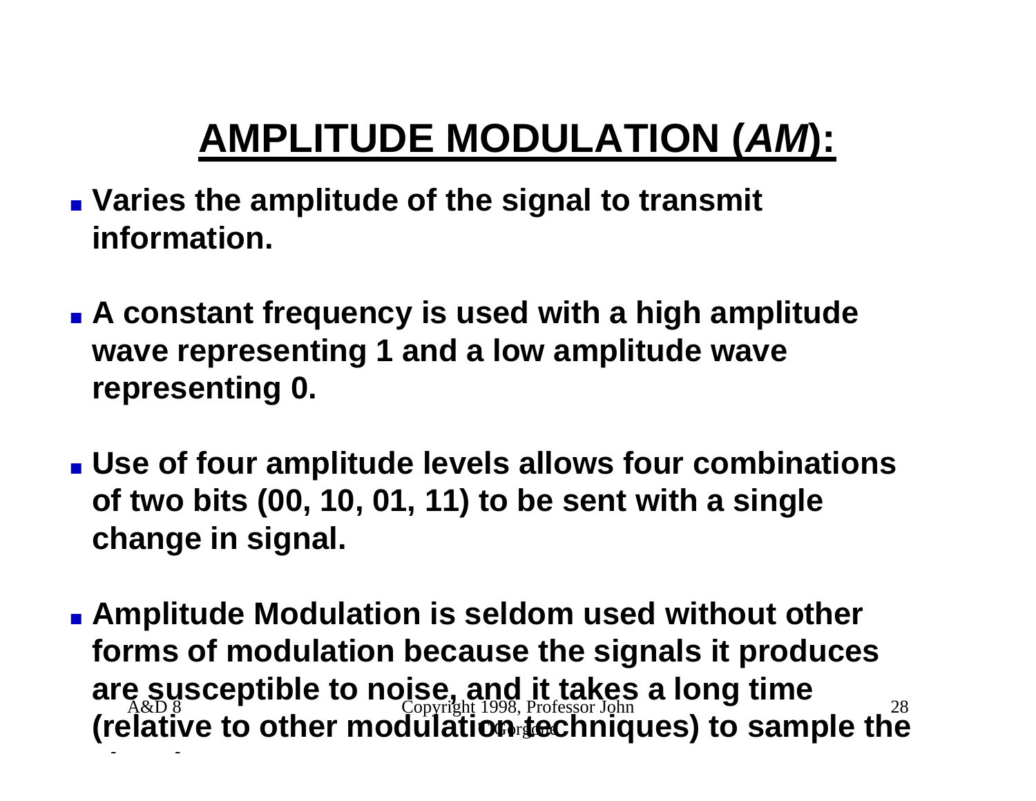# AMPLITUDE MODULATION (*AM*):

- Varies the amplitude of the signal to transmit information.
- A constant frequency is used with a high amplitude wave representing 1 and a low amplitude wave representing 0.
- Use of four amplitude levels allows four combinations of two bits (00, 10, 01, 11) to be sent with a single change in signal.
- Amplitude Modulation is seldom used without other forms of modulation because the signals it produces are susceptible to noise, and it takes a long time (relative to other modulation techniques) to sample the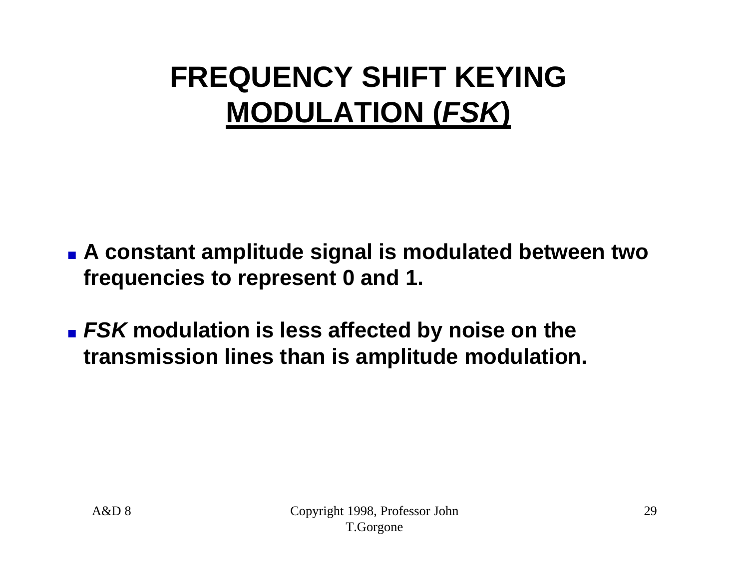# FREQUENCY SHIFT KEYING MODULATION (*FSK*)

- **A constant amplitude signal is modulated between two frequencies to represent 0 and 1.**
- ***FSK* modulation is less affected by noise on the transmission lines than is amplitude modulation.**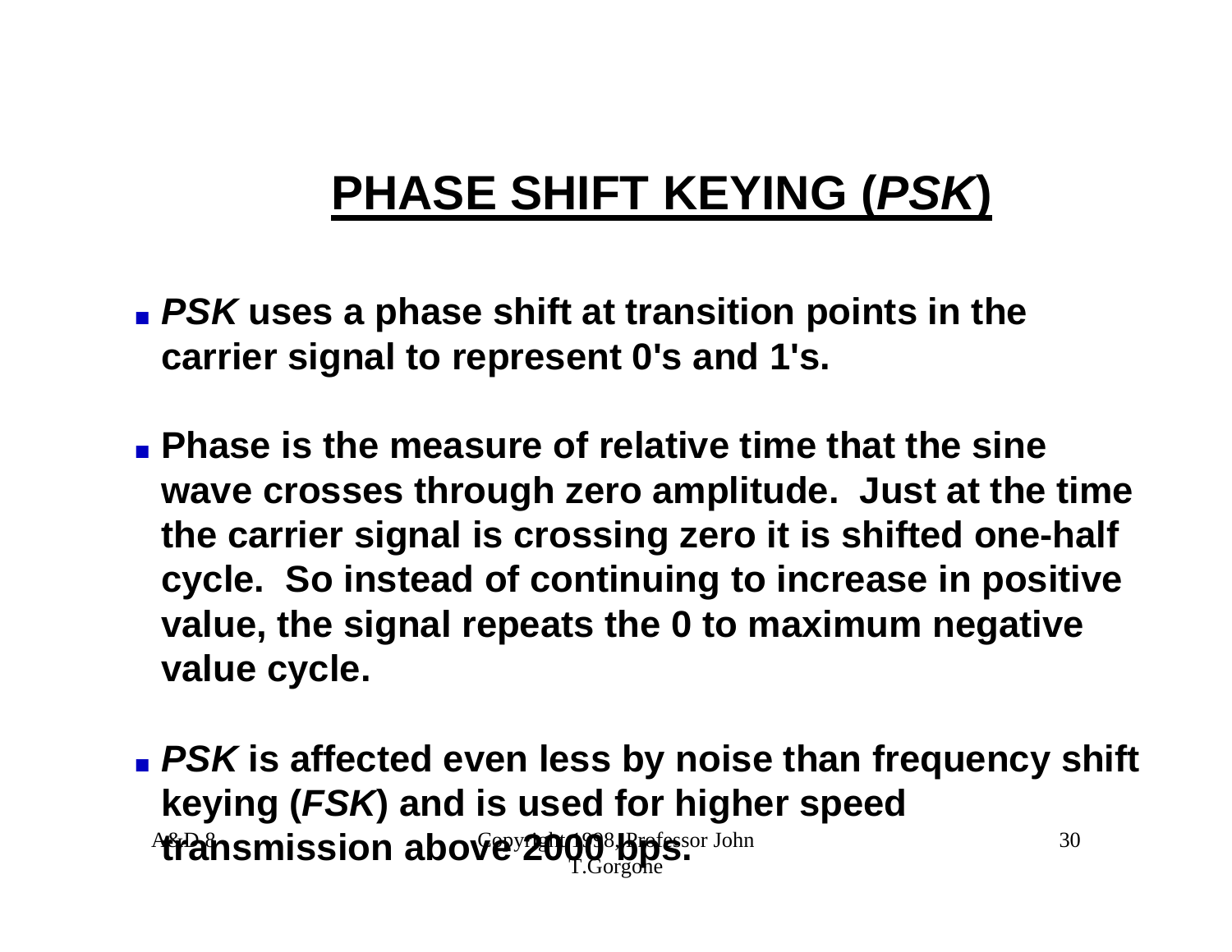# PHASE SHIFT KEYING (*PSK*)

- ***PSK*** **uses a phase shift at transition points in the carrier signal to represent 0's and 1's.**

- **Phase is the measure of relative time that the sine wave crosses through zero amplitude. Just at the time the carrier signal is crossing zero it is shifted one-half cycle. So instead of continuing to increase in positive value, the signal repeats the 0 to maximum negative value cycle.**

- ***PSK*** **is affected even less by noise than frequency shift keying (*FSK*) and is used for higher speed transmission above 2000 bps.**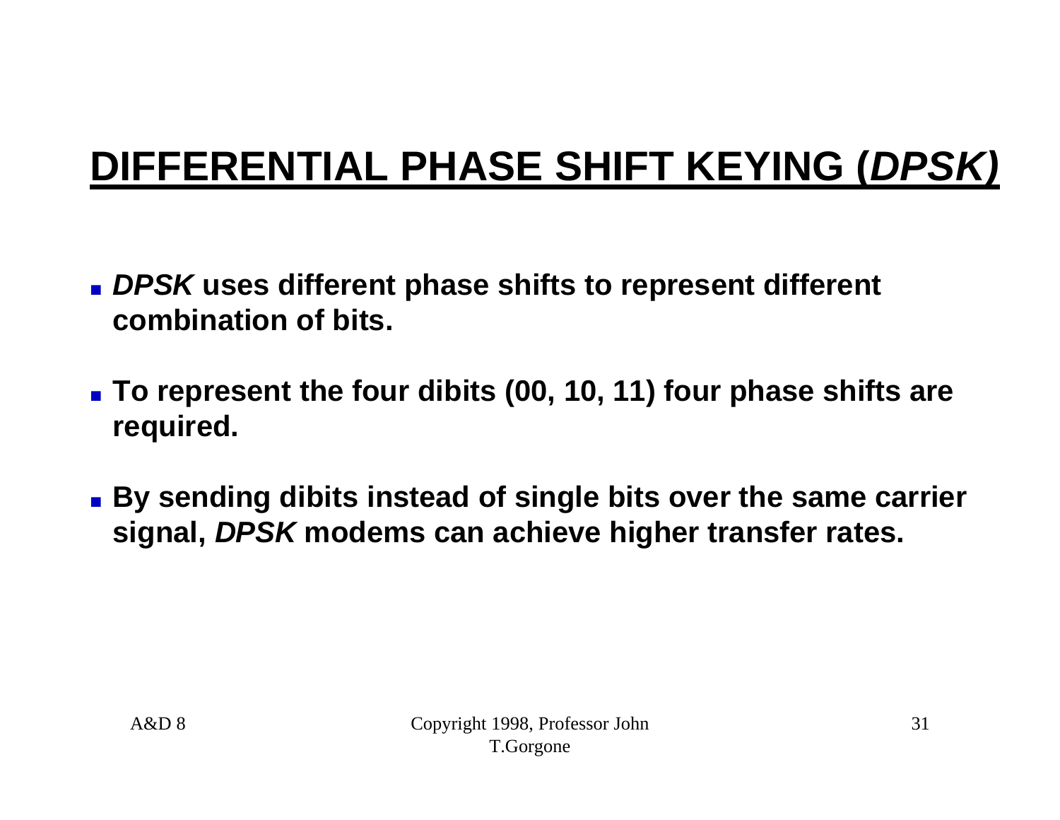# DIFFERENTIAL PHASE SHIFT KEYING (*DPSK)*

- ***DPSK*** **uses different phase shifts to represent different combination of bits.**
- **To represent the four dibits (00, 10, 11) four phase shifts are required.**
- **By sending dibits instead of single bits over the same carrier signal,** ***DPSK*** **modems can achieve higher transfer rates.**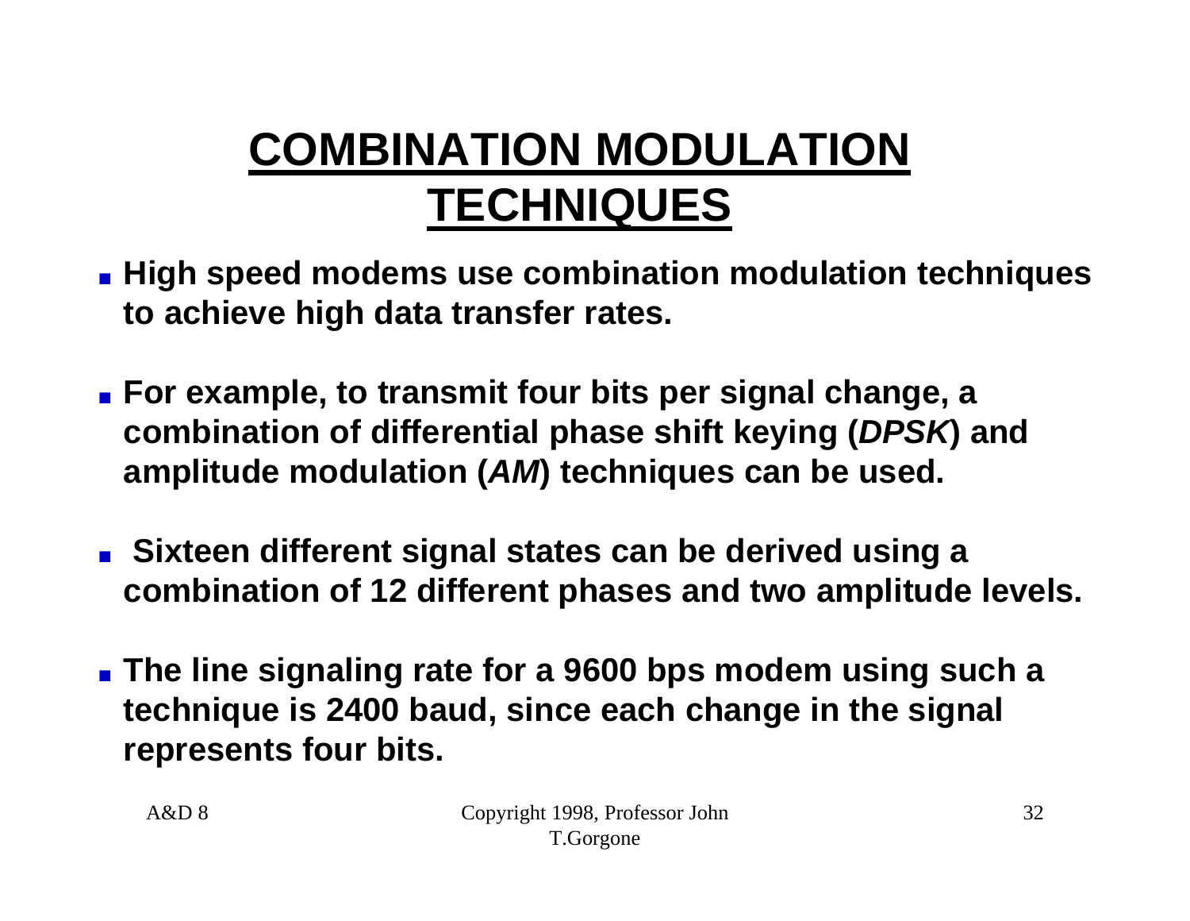# COMBINATION MODULATION TECHNIQUES

- **High speed modems use combination modulation techniques to achieve high data transfer rates.**
- **For example, to transmit four bits per signal change, a combination of differential phase shift keying (*DPSK*) and amplitude modulation (*AM*) techniques can be used.**
- **Sixteen different signal states can be derived using a combination of 12 different phases and two amplitude levels.**
- **The line signaling rate for a 9600 bps modem using such a technique is 2400 baud, since each change in the signal represents four bits.**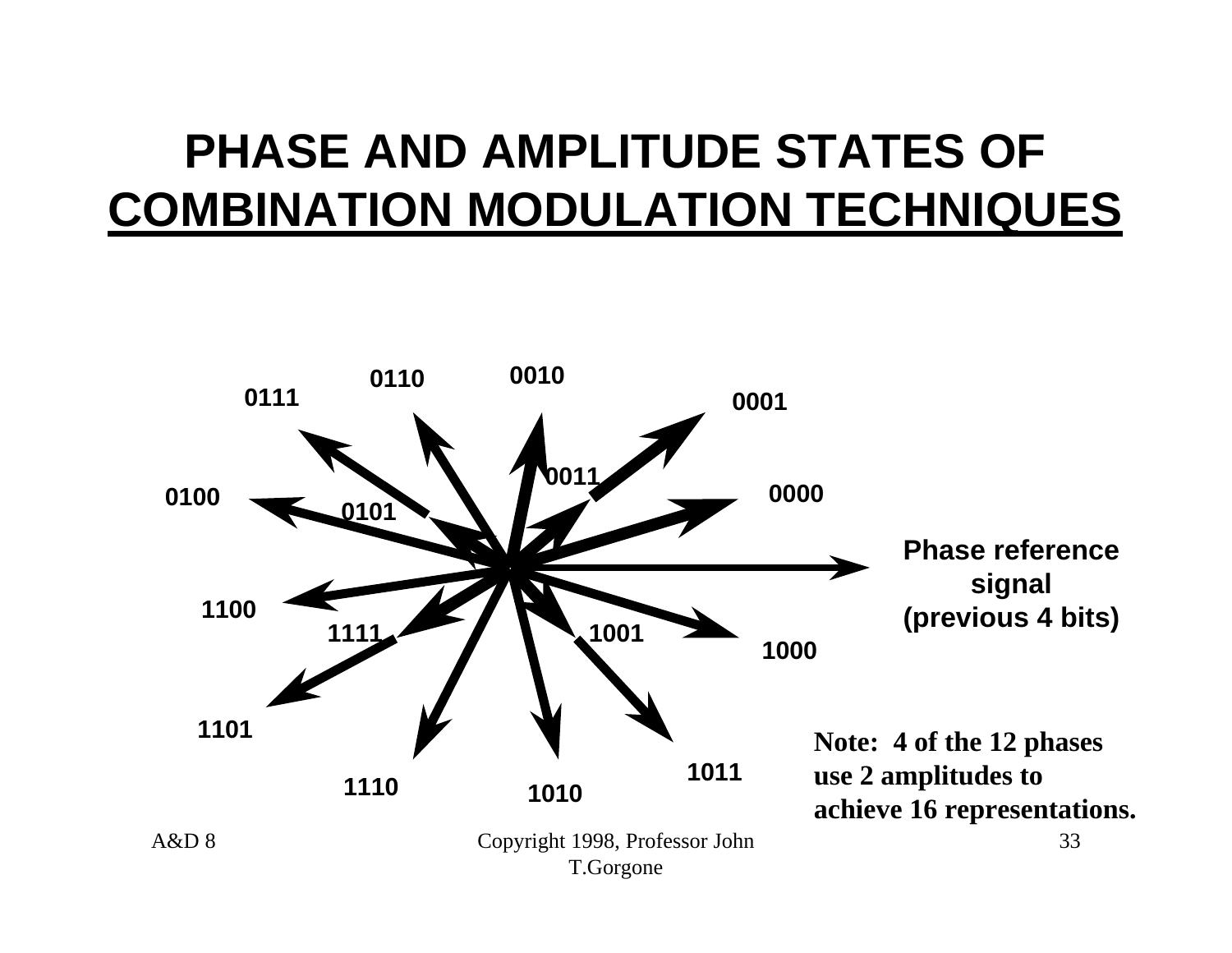# PHASE AND AMPLITUDE STATES OF COMBINATION MODULATION TECHNIQUES

0010

0110

0111

0001

0011

0100

0000

0101

Phase reference signal (previous 4 bits)

1100

1111

1001

1000

1101

1011

1110

1010

**Note: 4 of the 12 phases use 2 amplitudes to achieve 16 representations.**

A&D 8 Copyright 1998, Professor John T.Gorgone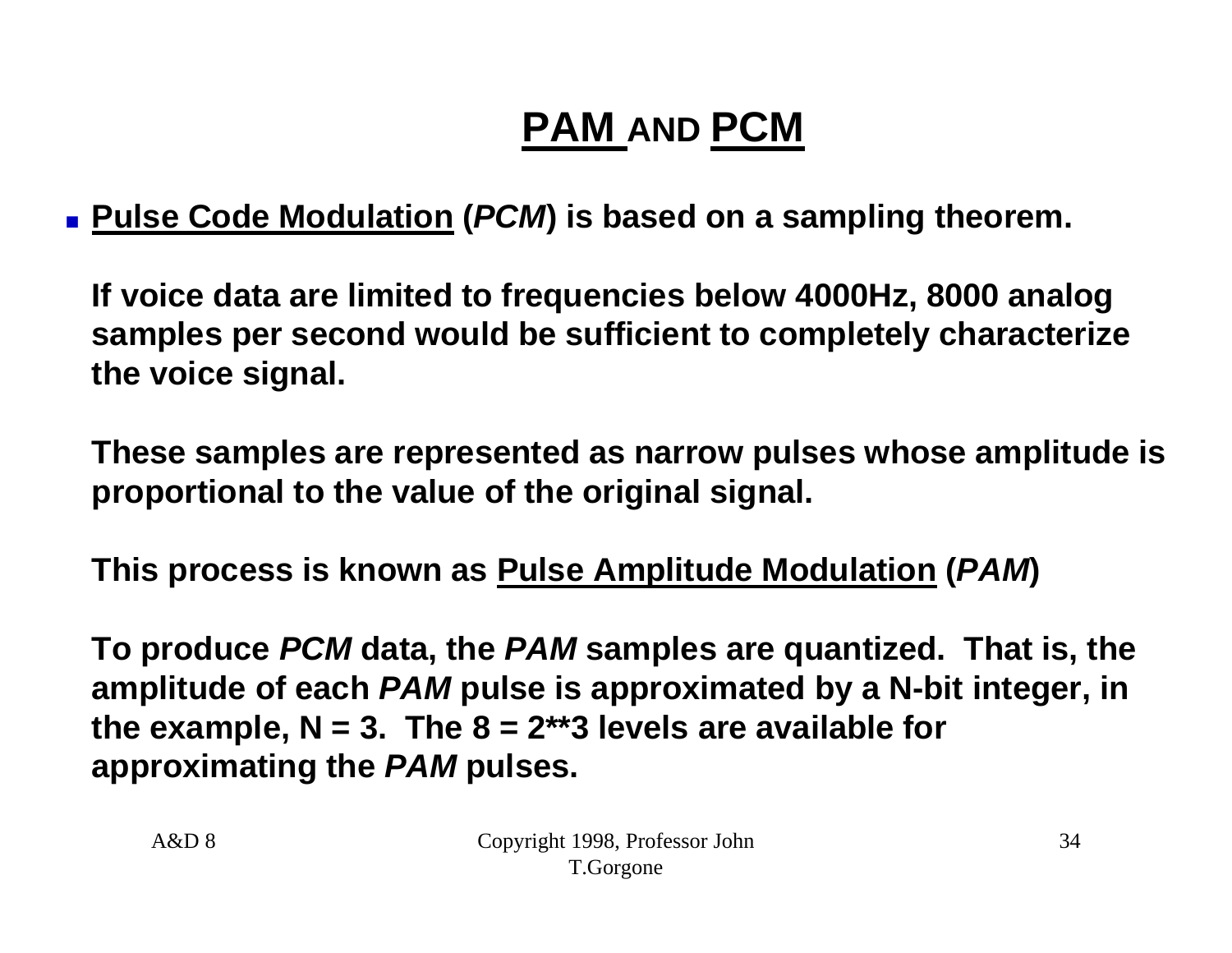# PAM AND PCM

- **Pulse Code Modulation (*PCM*) is based on a sampling theorem.**

  **If voice data are limited to frequencies below 4000Hz, 8000 analog samples per second would be sufficient to completely characterize the voice signal.**

  **These samples are represented as narrow pulses whose amplitude is proportional to the value of the original signal.**

  **This process is known as Pulse Amplitude Modulation (*PAM*)**

  **To produce *PCM* data, the *PAM* samples are quantized. That is, the amplitude of each *PAM* pulse is approximated by a N-bit integer, in the example, N = 3. The 8 = 2**3 levels are available for approximating the *PAM* pulses.**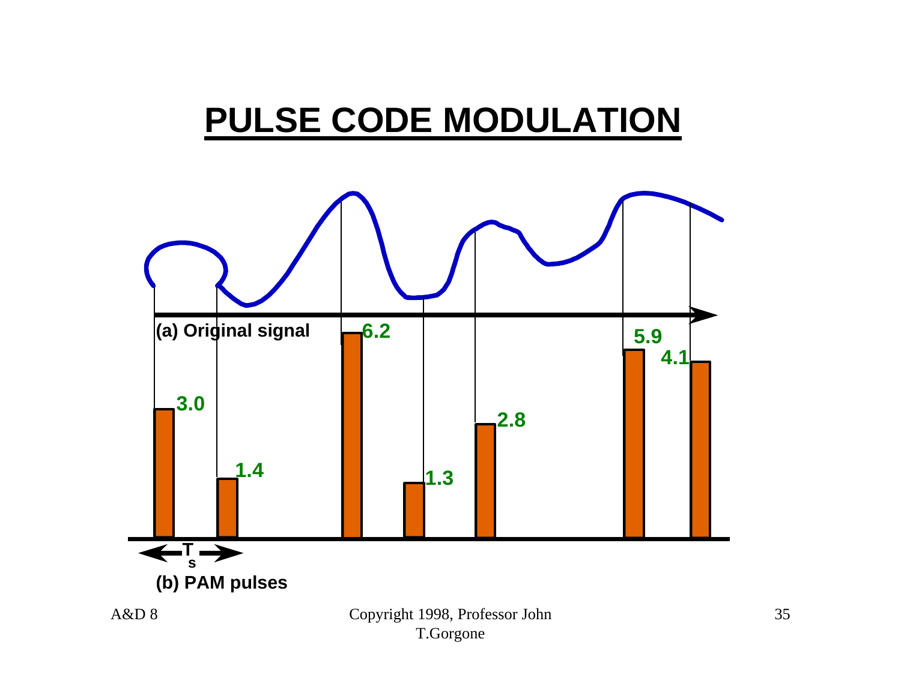# PULSE CODE MODULATION

(a) Original signal

3.0 1.4 6.2 1.3 2.8 5.9 4.1

$T_s$

(b) PAM pulses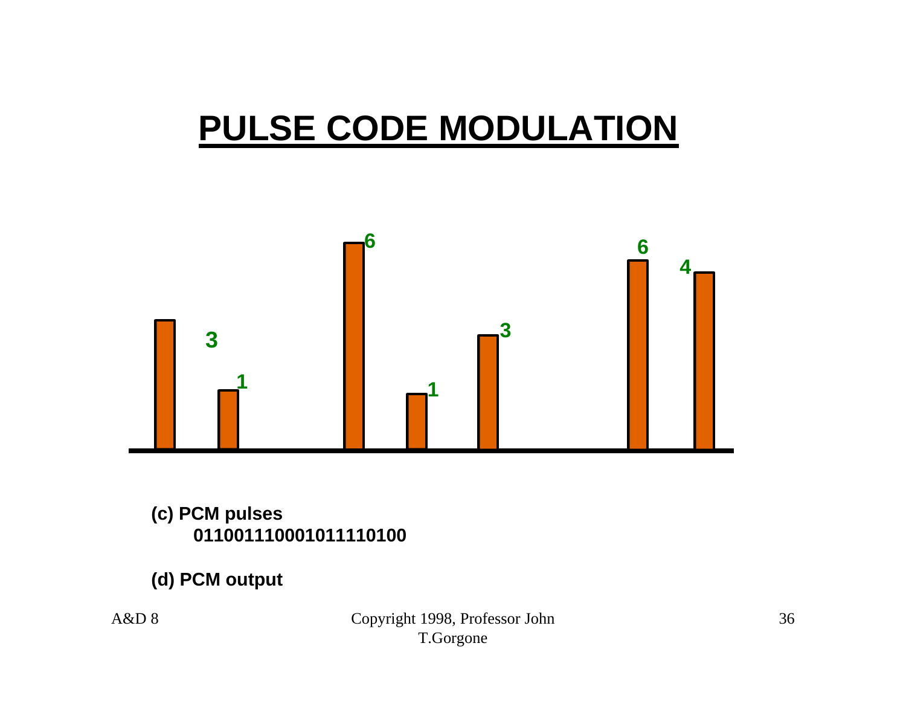# PULSE CODE MODULATION

3 1 6 1 3 6 4

**(c) PCM pulses**
**011001110001011110100**

**(d) PCM output**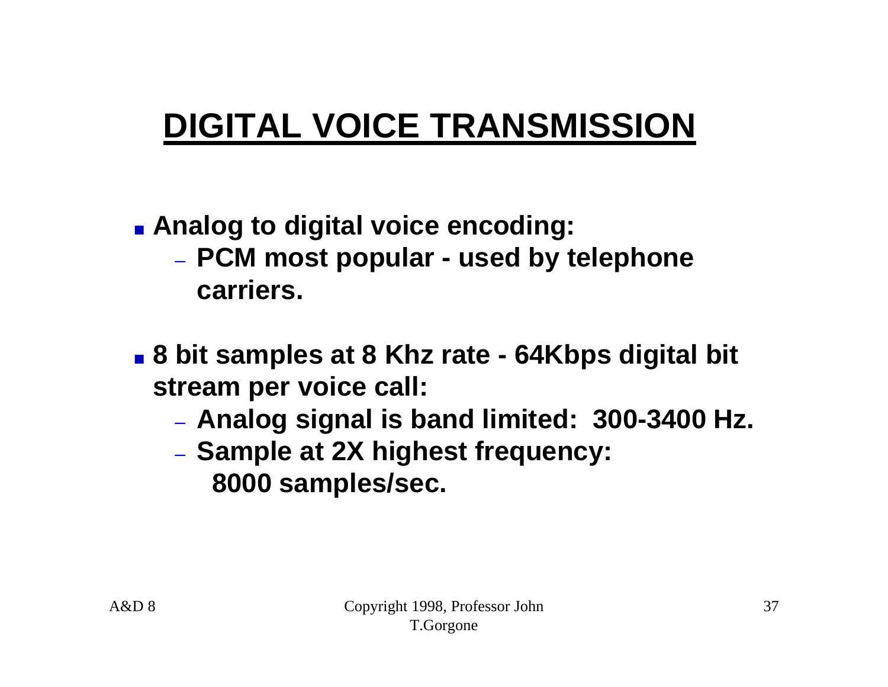# DIGITAL VOICE TRANSMISSION

- Analog to digital voice encoding:
  - PCM most popular - used by telephone carriers.
- 8 bit samples at 8 Khz rate - 64Kbps digital bit stream per voice call:
  - Analog signal is band limited: 300-3400 Hz.
  - Sample at 2X highest frequency: 8000 samples/sec.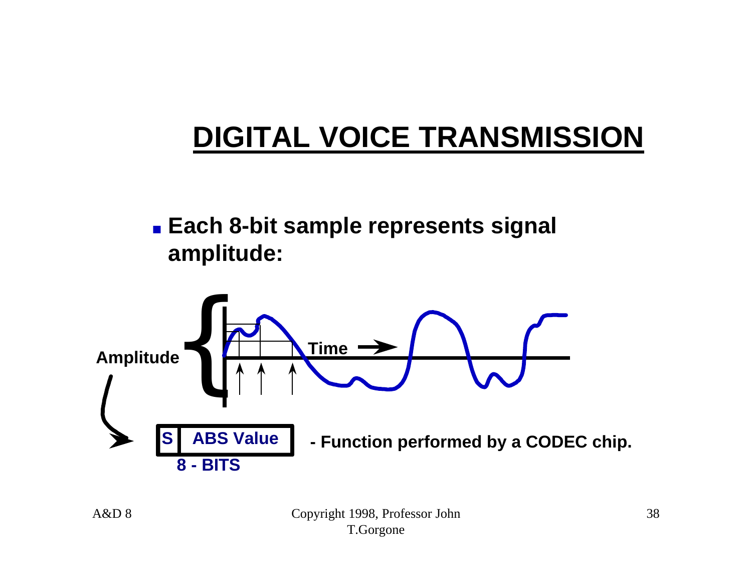# DIGITAL VOICE TRANSMISSION

- **Each 8-bit sample represents signal amplitude:**

Amplitude

Time

| S | ABS Value |
|---|---|

8 - BITS

**- Function performed by a CODEC chip.**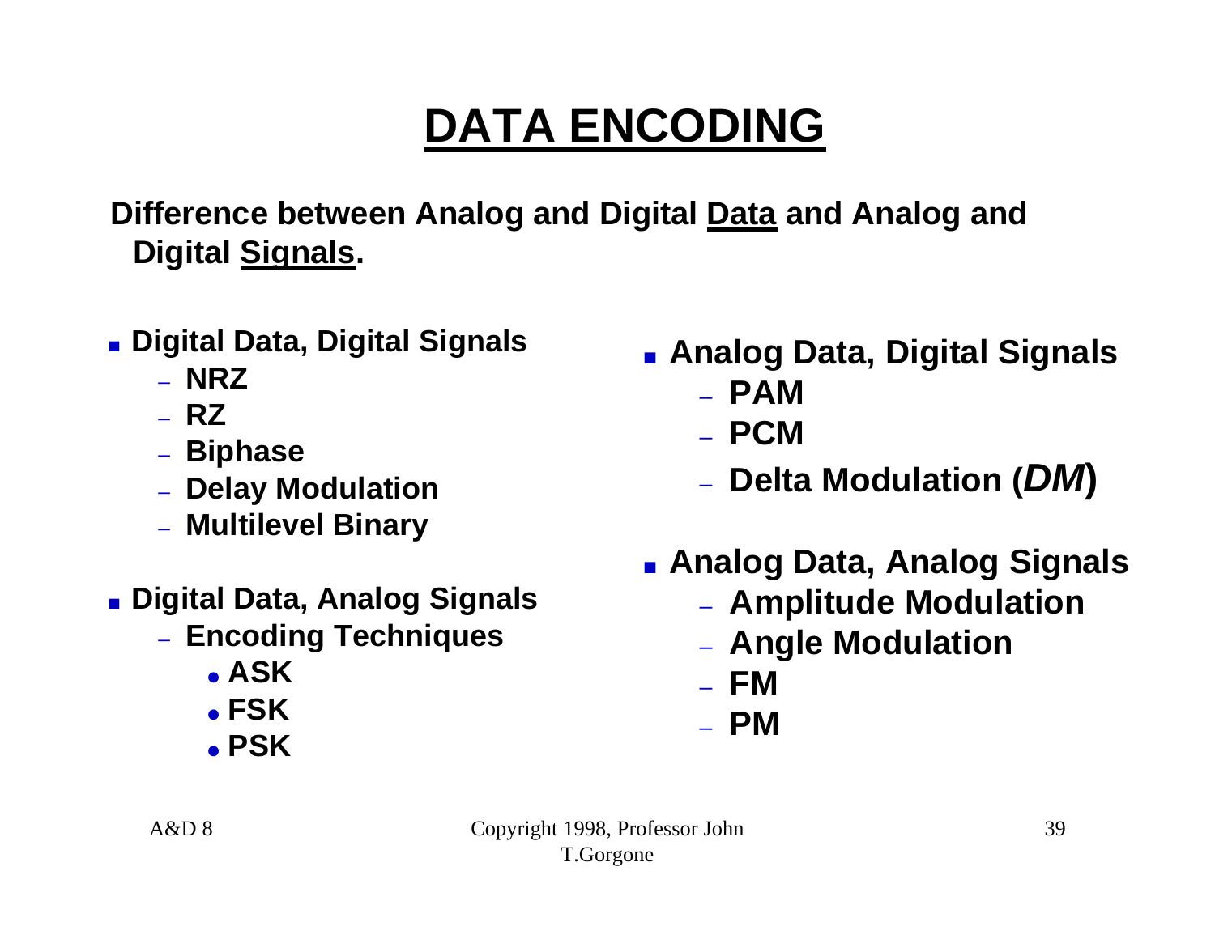# DATA ENCODING

**Difference between Analog and Digital Data and Analog and Digital Signals.**

- **Digital Data, Digital Signals**
  - **NRZ**
  - **RZ**
  - **Biphase**
  - **Delay Modulation**
  - **Multilevel Binary**
- **Digital Data, Analog Signals**
  - **Encoding Techniques**
    - **ASK**
    - **FSK**
    - **PSK**
- **Analog Data, Digital Signals**
  - **PAM**
  - **PCM**
  - **Delta Modulation (*DM*)**
- **Analog Data, Analog Signals**
  - **Amplitude Modulation**
  - **Angle Modulation**
  - **FM**
  - **PM**

A&D 8 Copyright 1998, Professor John T.Gorgone